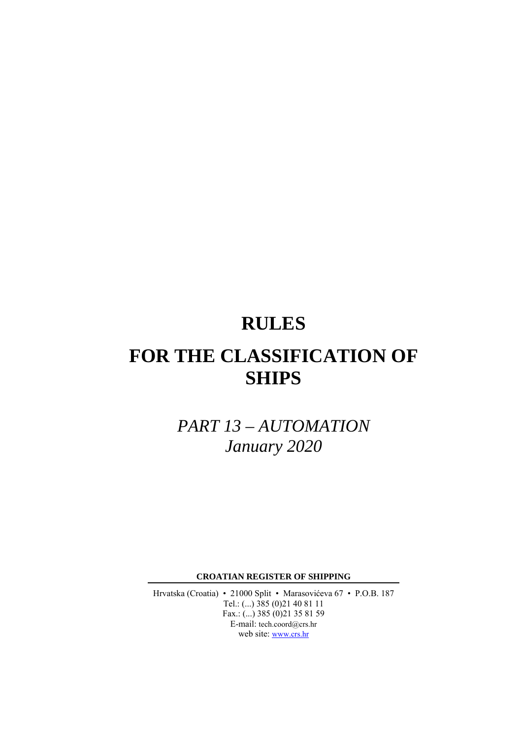# RULES

# FOR THE CLASSIFICATION OF SHIPS

## *PART 13 – AUTOMATION*
## *January 2020*

**CROATIAN REGISTER OF SHIPPING**

Hrvatska (Croatia) • 21000 Split • Marasovićeva 67 • P.O.B. 187
Tel.: (...) 385 (0)21 40 81 11
Fax.: (...) 385 (0)21 35 81 59
E-mail: tech.coord@crs.hr
web site: www.crs.hr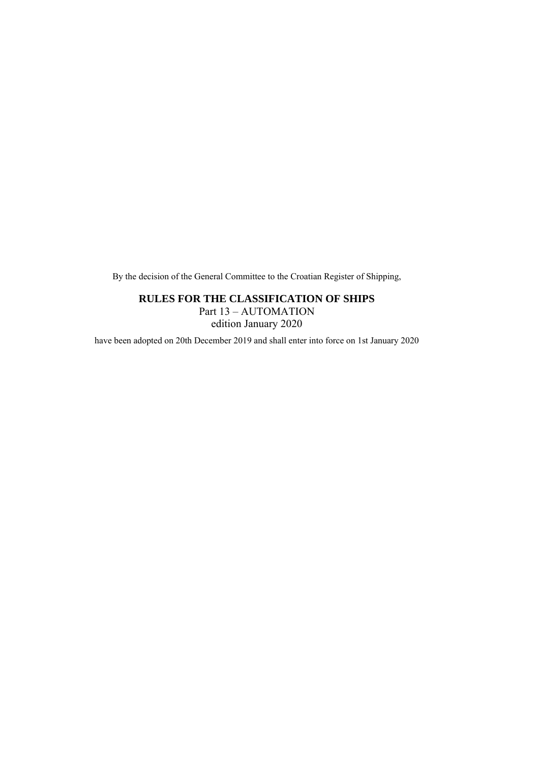By the decision of the General Committee to the Croatian Register of Shipping,

**RULES FOR THE CLASSIFICATION OF SHIPS**
Part 13 – AUTOMATION
edition January 2020

have been adopted on 20th December 2019 and shall enter into force on 1st January 2020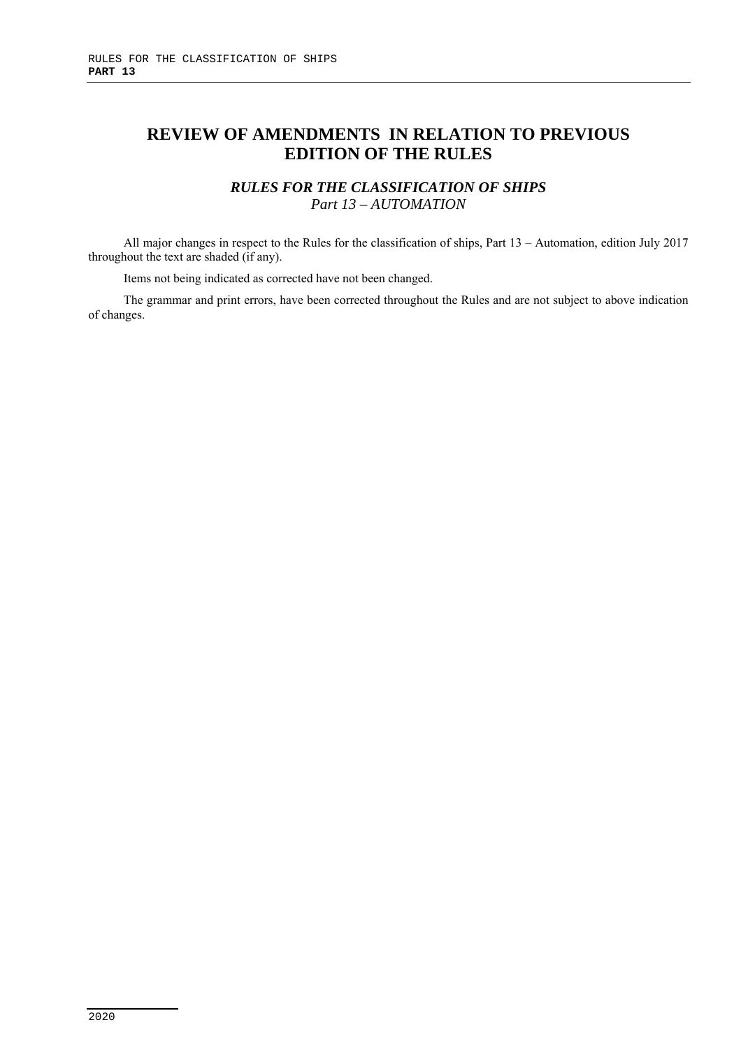# REVIEW OF AMENDMENTS IN RELATION TO PREVIOUS EDITION OF THE RULES

## *RULES FOR THE CLASSIFICATION OF SHIPS*
### *Part 13 – AUTOMATION*

All major changes in respect to the Rules for the classification of ships, Part 13 – Automation, edition July 2017 throughout the text are shaded (if any).

Items not being indicated as corrected have not been changed.

The grammar and print errors, have been corrected throughout the Rules and are not subject to above indication of changes.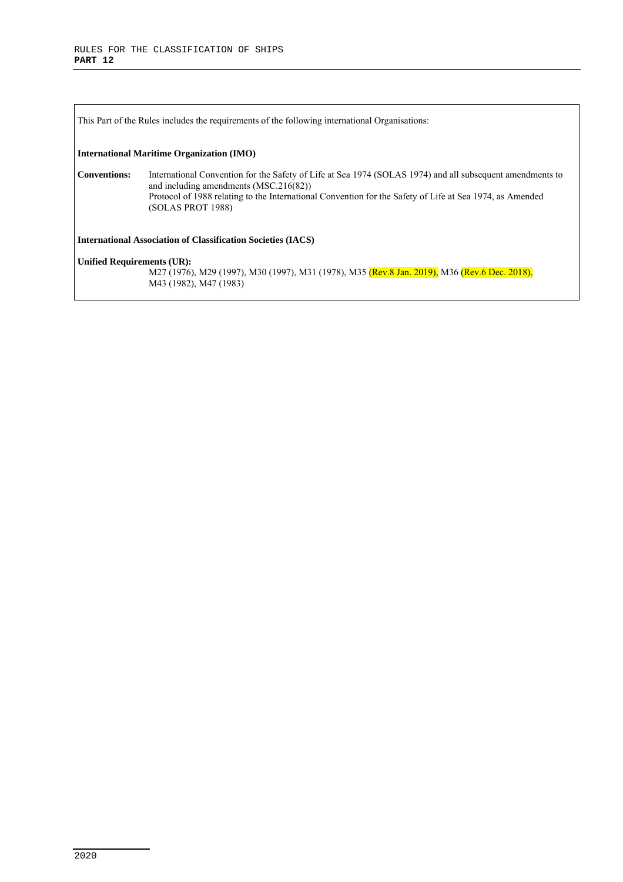This Part of the Rules includes the requirements of the following international Organisations:

**International Maritime Organization (IMO)**

**Conventions:** International Convention for the Safety of Life at Sea 1974 (SOLAS 1974) and all subsequent amendments to and including amendments (MSC.216(82))
Protocol of 1988 relating to the International Convention for the Safety of Life at Sea 1974, as Amended (SOLAS PROT 1988)

**International Association of Classification Societies (IACS)**

**Unified Requirements (UR):**
M27 (1976), M29 (1997), M30 (1997), M31 (1978), M35 (Rev.8 Jan. 2019), M36 (Rev.6 Dec. 2018), M43 (1982), M47 (1983)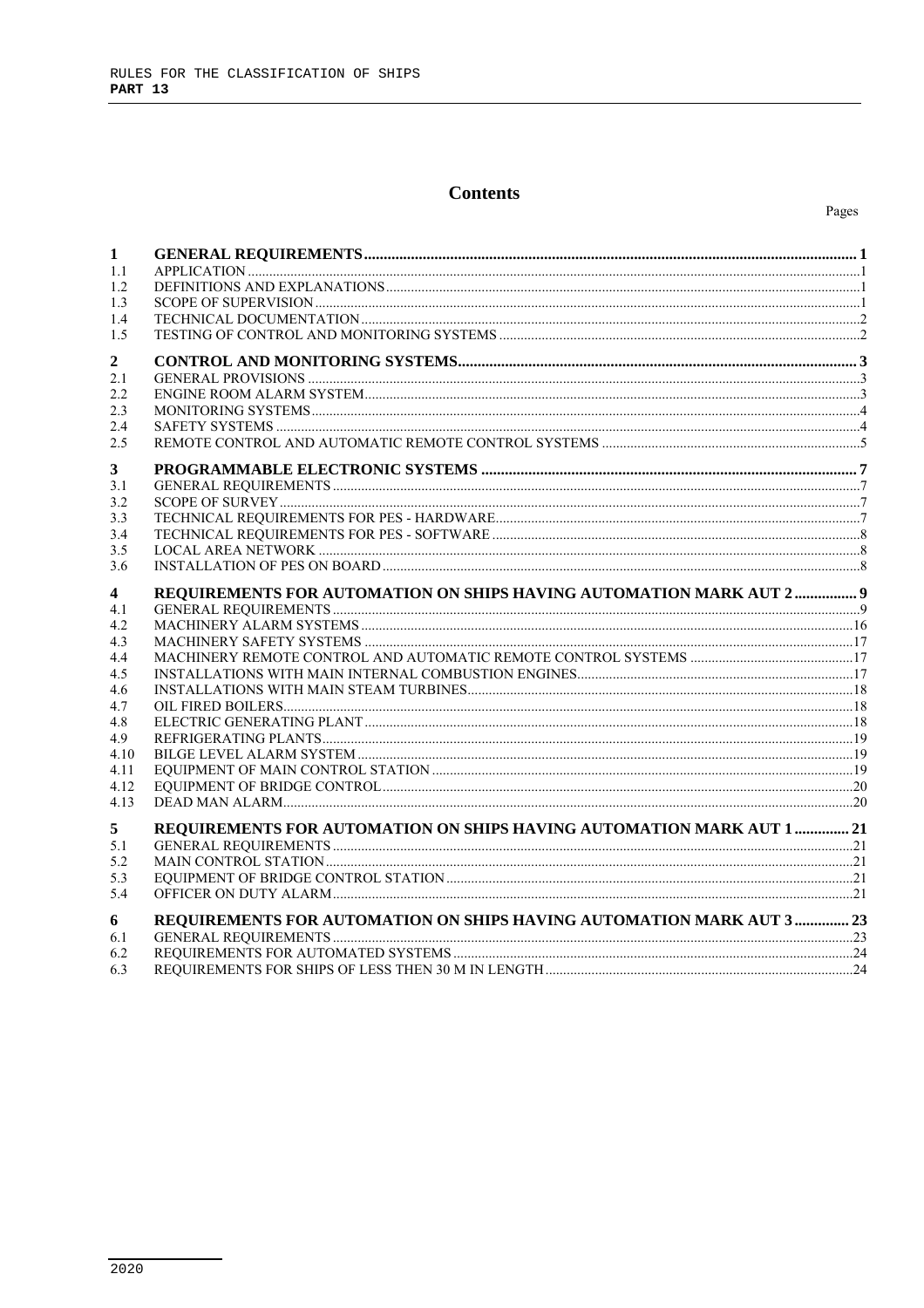# Contents

Pages

| | | |
|---|---|---|
| **1** | **GENERAL REQUIREMENTS** | **1** |
| 1.1 | APPLICATION | 1 |
| 1.2 | DEFINITIONS AND EXPLANATIONS | 1 |
| 1.3 | SCOPE OF SUPERVISION | 1 |
| 1.4 | TECHNICAL DOCUMENTATION | 2 |
| 1.5 | TESTING OF CONTROL AND MONITORING SYSTEMS | 2 |
| **2** | **CONTROL AND MONITORING SYSTEMS** | **3** |
| 2.1 | GENERAL PROVISIONS | 3 |
| 2.2 | ENGINE ROOM ALARM SYSTEM | 3 |
| 2.3 | MONITORING SYSTEMS | 4 |
| 2.4 | SAFETY SYSTEMS | 4 |
| 2.5 | REMOTE CONTROL AND AUTOMATIC REMOTE CONTROL SYSTEMS | 5 |
| **3** | **PROGRAMMABLE ELECTRONIC SYSTEMS** | **7** |
| 3.1 | GENERAL REQUIREMENTS | 7 |
| 3.2 | SCOPE OF SURVEY | 7 |
| 3.3 | TECHNICAL REQUIREMENTS FOR PES - HARDWARE | 7 |
| 3.4 | TECHNICAL REQUIREMENTS FOR PES - SOFTWARE | 8 |
| 3.5 | LOCAL AREA NETWORK | 8 |
| 3.6 | INSTALLATION OF PES ON BOARD | 8 |
| **4** | **REQUIREMENTS FOR AUTOMATION ON SHIPS HAVING AUTOMATION MARK AUT 2** | **9** |
| 4.1 | GENERAL REQUIREMENTS | 9 |
| 4.2 | MACHINERY ALARM SYSTEMS | 16 |
| 4.3 | MACHINERY SAFETY SYSTEMS | 17 |
| 4.4 | MACHINERY REMOTE CONTROL AND AUTOMATIC REMOTE CONTROL SYSTEMS | 17 |
| 4.5 | INSTALLATIONS WITH MAIN INTERNAL COMBUSTION ENGINES | 17 |
| 4.6 | INSTALLATIONS WITH MAIN STEAM TURBINES | 18 |
| 4.7 | OIL FIRED BOILERS | 18 |
| 4.8 | ELECTRIC GENERATING PLANT | 18 |
| 4.9 | REFRIGERATING PLANTS | 19 |
| 4.10 | BILGE LEVEL ALARM SYSTEM | 19 |
| 4.11 | EQUIPMENT OF MAIN CONTROL STATION | 19 |
| 4.12 | EQUIPMENT OF BRIDGE CONTROL | 20 |
| 4.13 | DEAD MAN ALARM | 20 |
| **5** | **REQUIREMENTS FOR AUTOMATION ON SHIPS HAVING AUTOMATION MARK AUT 1** | **21** |
| 5.1 | GENERAL REQUIREMENTS | 21 |
| 5.2 | MAIN CONTROL STATION | 21 |
| 5.3 | EQUIPMENT OF BRIDGE CONTROL STATION | 21 |
| 5.4 | OFFICER ON DUTY ALARM | 21 |
| **6** | **REQUIREMENTS FOR AUTOMATION ON SHIPS HAVING AUTOMATION MARK AUT 3** | **23** |
| 6.1 | GENERAL REQUIREMENTS | 23 |
| 6.2 | REQUIREMENTS FOR AUTOMATED SYSTEMS | 24 |
| 6.3 | REQUIREMENTS FOR SHIPS OF LESS THEN 30 M IN LENGTH | 24 |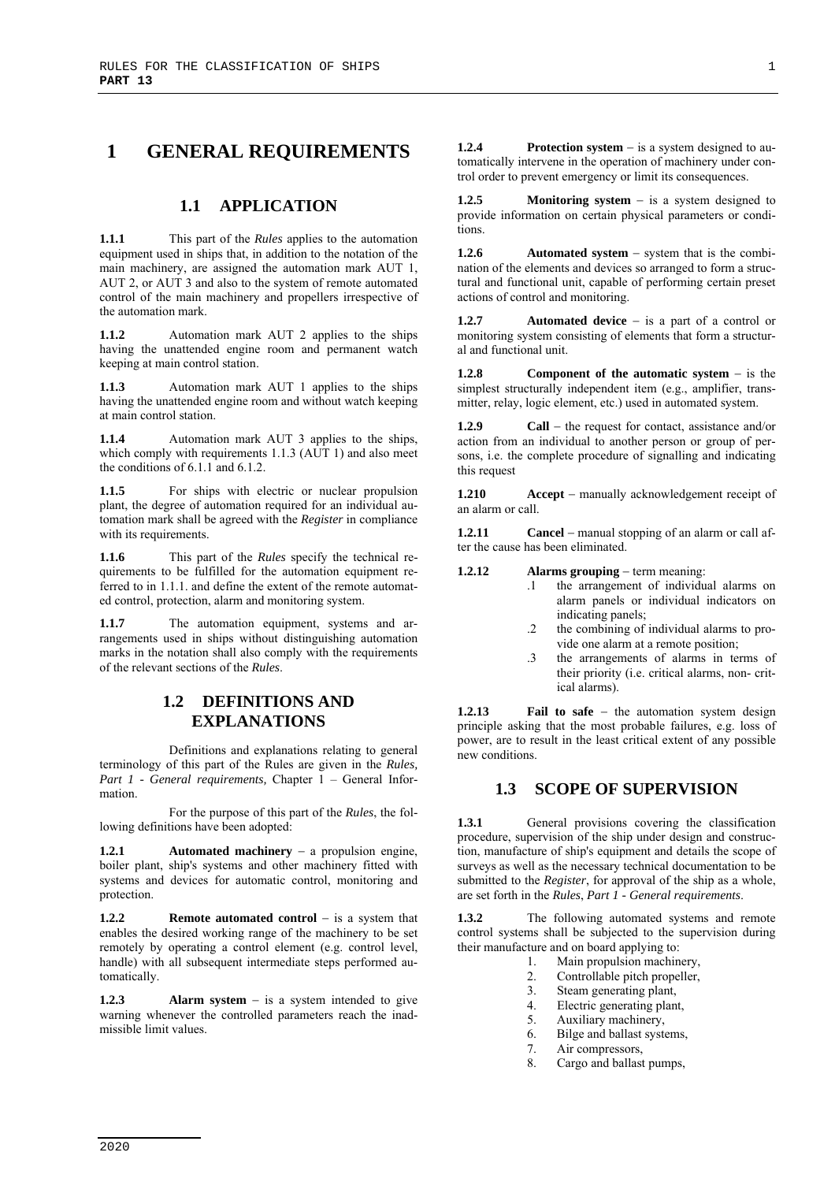# 1 GENERAL REQUIREMENTS

## 1.1 APPLICATION

**1.1.1** This part of the *Rules* applies to the automation equipment used in ships that, in addition to the notation of the main machinery, are assigned the automation mark AUT 1, AUT 2, or AUT 3 and also to the system of remote automated control of the main machinery and propellers irrespective of the automation mark.

**1.1.2** Automation mark AUT 2 applies to the ships having the unattended engine room and permanent watch keeping at main control station.

**1.1.3** Automation mark AUT 1 applies to the ships having the unattended engine room and without watch keeping at main control station.

**1.1.4** Automation mark AUT 3 applies to the ships, which comply with requirements 1.1.3 (AUT 1) and also meet the conditions of 6.1.1 and 6.1.2.

**1.1.5** For ships with electric or nuclear propulsion plant, the degree of automation required for an individual automation mark shall be agreed with the *Register* in compliance with its requirements.

**1.1.6** This part of the *Rules* specify the technical requirements to be fulfilled for the automation equipment referred to in 1.1.1. and define the extent of the remote automated control, protection, alarm and monitoring system.

**1.1.7** The automation equipment, systems and arrangements used in ships without distinguishing automation marks in the notation shall also comply with the requirements of the relevant sections of the *Rules*.

## 1.2 DEFINITIONS AND EXPLANATIONS

Definitions and explanations relating to general terminology of this part of the Rules are given in the *Rules, Part 1 - General requirements,* Chapter 1 – General Information.

For the purpose of this part of the *Rules*, the following definitions have been adopted:

**1.2.1** **Automated machinery** – a propulsion engine, boiler plant, ship's systems and other machinery fitted with systems and devices for automatic control, monitoring and protection.

**1.2.2** **Remote automated control** – is a system that enables the desired working range of the machinery to be set remotely by operating a control element (e.g. control level, handle) with all subsequent intermediate steps performed automatically.

**1.2.3** **Alarm system** – is a system intended to give warning whenever the controlled parameters reach the inadmissible limit values.

**1.2.4** **Protection system** – is a system designed to automatically intervene in the operation of machinery under control order to prevent emergency or limit its consequences.

**1.2.5** **Monitoring system** – is a system designed to provide information on certain physical parameters or conditions.

**1.2.6** **Automated system** – system that is the combination of the elements and devices so arranged to form a structural and functional unit, capable of performing certain preset actions of control and monitoring.

**1.2.7** **Automated device** – is a part of a control or monitoring system consisting of elements that form a structural and functional unit.

**1.2.8** **Component of the automatic system** – is the simplest structurally independent item (e.g., amplifier, transmitter, relay, logic element, etc.) used in automated system.

**1.2.9** **Call** – the request for contact, assistance and/or action from an individual to another person or group of persons, i.e. the complete procedure of signalling and indicating this request

**1.210** **Accept** – manually acknowledgement receipt of an alarm or call.

**1.2.11** **Cancel** – manual stopping of an alarm or call after the cause has been eliminated.

**1.2.12** **Alarms grouping** – term meaning:

- .1 the arrangement of individual alarms on alarm panels or individual indicators on indicating panels;
- .2 the combining of individual alarms to provide one alarm at a remote position;
- .3 the arrangements of alarms in terms of their priority (i.e. critical alarms, non- critical alarms).

**1.2.13** **Fail to safe** – the automation system design principle asking that the most probable failures, e.g. loss of power, are to result in the least critical extent of any possible new conditions.

## 1.3 SCOPE OF SUPERVISION

**1.3.1** General provisions covering the classification procedure, supervision of the ship under design and construction, manufacture of ship's equipment and details the scope of surveys as well as the necessary technical documentation to be submitted to the *Register*, for approval of the ship as a whole, are set forth in the *Rules*, *Part 1 - General requirements*.

**1.3.2** The following automated systems and remote control systems shall be subjected to the supervision during their manufacture and on board applying to:

1. Main propulsion machinery,
2. Controllable pitch propeller,
3. Steam generating plant,
4. Electric generating plant,
5. Auxiliary machinery,
6. Bilge and ballast systems,
7. Air compressors,
8. Cargo and ballast pumps,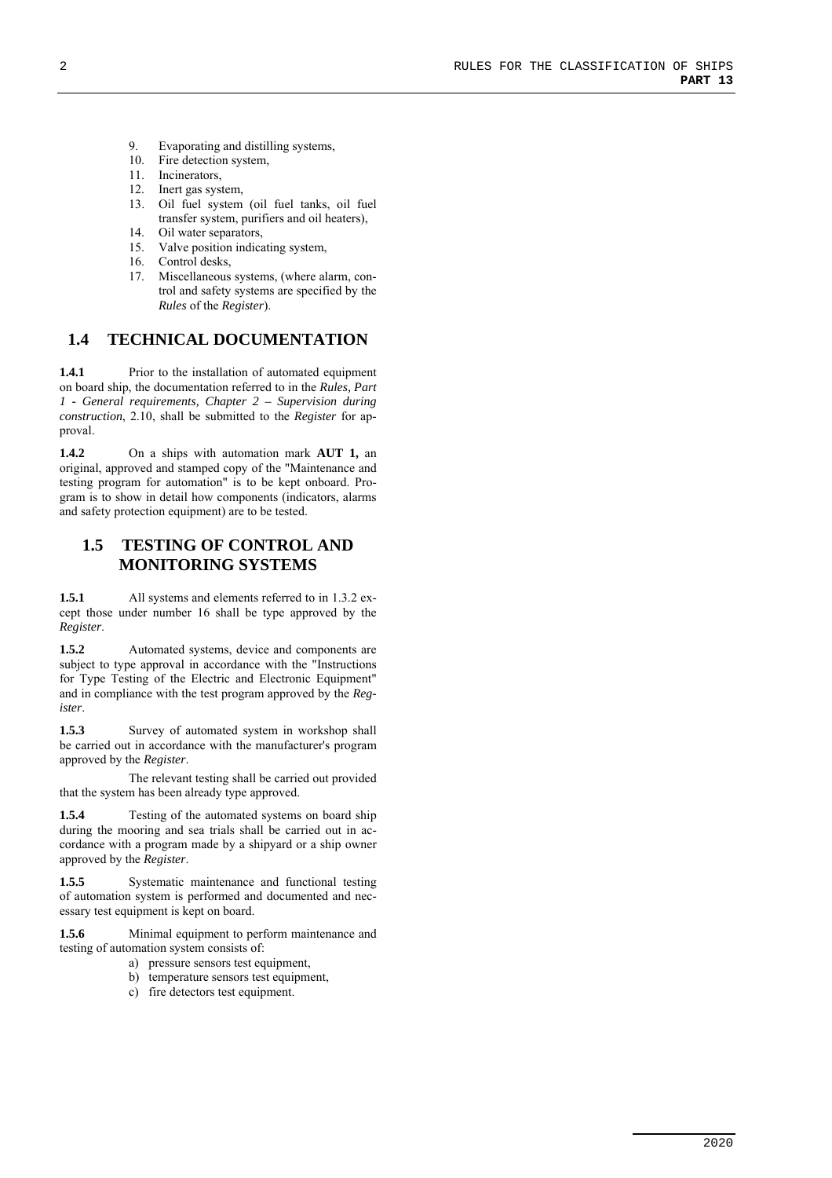9. Evaporating and distilling systems,
10. Fire detection system,
11. Incinerators,
12. Inert gas system,
13. Oil fuel system (oil fuel tanks, oil fuel transfer system, purifiers and oil heaters),
14. Oil water separators,
15. Valve position indicating system,
16. Control desks,
17. Miscellaneous systems, (where alarm, control and safety systems are specified by the *Rules* of the *Register*).

## 1.4 TECHNICAL DOCUMENTATION

**1.4.1** Prior to the installation of automated equipment on board ship, the documentation referred to in the *Rules, Part 1 - General requirements, Chapter 2 – Supervision during construction*, 2.10, shall be submitted to the *Register* for approval.

**1.4.2** On a ships with automation mark **AUT 1,** an original, approved and stamped copy of the "Maintenance and testing program for automation" is to be kept onboard. Program is to show in detail how components (indicators, alarms and safety protection equipment) are to be tested.

## 1.5 TESTING OF CONTROL AND MONITORING SYSTEMS

**1.5.1** All systems and elements referred to in 1.3.2 except those under number 16 shall be type approved by the *Register*.

**1.5.2** Automated systems, device and components are subject to type approval in accordance with the "Instructions for Type Testing of the Electric and Electronic Equipment" and in compliance with the test program approved by the *Register*.

**1.5.3** Survey of automated system in workshop shall be carried out in accordance with the manufacturer's program approved by the *Register*.

The relevant testing shall be carried out provided that the system has been already type approved.

**1.5.4** Testing of the automated systems on board ship during the mooring and sea trials shall be carried out in accordance with a program made by a shipyard or a ship owner approved by the *Register*.

**1.5.5** Systematic maintenance and functional testing of automation system is performed and documented and necessary test equipment is kept on board.

**1.5.6** Minimal equipment to perform maintenance and testing of automation system consists of:

a) pressure sensors test equipment,
b) temperature sensors test equipment,
c) fire detectors test equipment.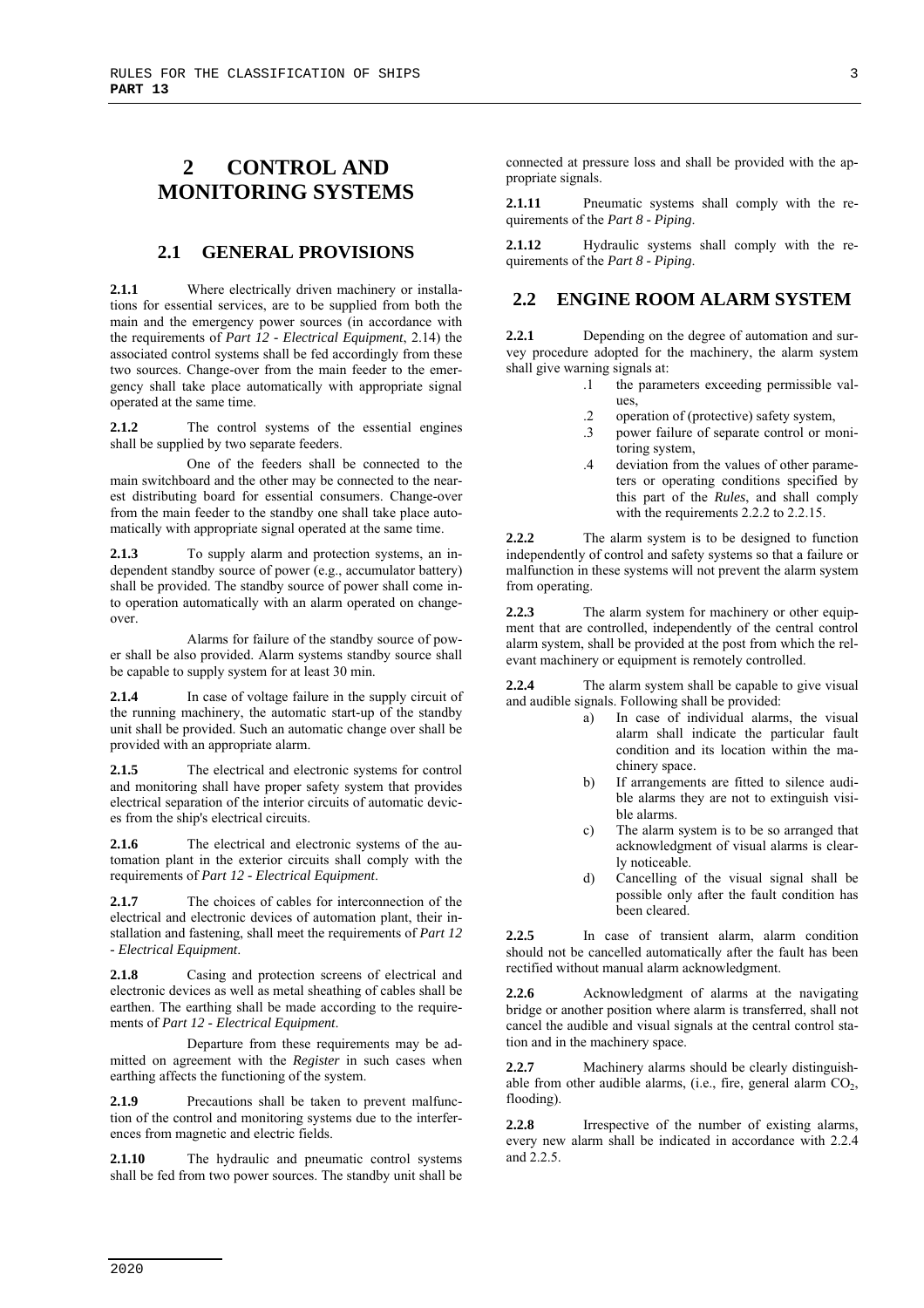# 2 CONTROL AND MONITORING SYSTEMS

## 2.1 GENERAL PROVISIONS

**2.1.1** Where electrically driven machinery or installations for essential services, are to be supplied from both the main and the emergency power sources (in accordance with the requirements of *Part 12 - Electrical Equipment*, 2.14) the associated control systems shall be fed accordingly from these two sources. Change-over from the main feeder to the emergency shall take place automatically with appropriate signal operated at the same time.

**2.1.2** The control systems of the essential engines shall be supplied by two separate feeders.

One of the feeders shall be connected to the main switchboard and the other may be connected to the nearest distributing board for essential consumers. Change-over from the main feeder to the standby one shall take place automatically with appropriate signal operated at the same time.

**2.1.3** To supply alarm and protection systems, an independent standby source of power (e.g., accumulator battery) shall be provided. The standby source of power shall come into operation automatically with an alarm operated on change-over.

Alarms for failure of the standby source of power shall be also provided. Alarm systems standby source shall be capable to supply system for at least 30 min.

**2.1.4** In case of voltage failure in the supply circuit of the running machinery, the automatic start-up of the standby unit shall be provided. Such an automatic change over shall be provided with an appropriate alarm.

**2.1.5** The electrical and electronic systems for control and monitoring shall have proper safety system that provides electrical separation of the interior circuits of automatic devices from the ship's electrical circuits.

**2.1.6** The electrical and electronic systems of the automation plant in the exterior circuits shall comply with the requirements of *Part 12 - Electrical Equipment*.

**2.1.7** The choices of cables for interconnection of the electrical and electronic devices of automation plant, their installation and fastening, shall meet the requirements of *Part 12 - Electrical Equipment*.

**2.1.8** Casing and protection screens of electrical and electronic devices as well as metal sheathing of cables shall be earthen. The earthing shall be made according to the requirements of *Part 12 - Electrical Equipment*.

Departure from these requirements may be admitted on agreement with the *Register* in such cases when earthing affects the functioning of the system.

**2.1.9** Precautions shall be taken to prevent malfunction of the control and monitoring systems due to the interferences from magnetic and electric fields.

**2.1.10** The hydraulic and pneumatic control systems shall be fed from two power sources. The standby unit shall be connected at pressure loss and shall be provided with the appropriate signals.

**2.1.11** Pneumatic systems shall comply with the requirements of the *Part 8 - Piping*.

**2.1.12** Hydraulic systems shall comply with the requirements of the *Part 8 - Piping*.

## 2.2 ENGINE ROOM ALARM SYSTEM

**2.2.1** Depending on the degree of automation and survey procedure adopted for the machinery, the alarm system shall give warning signals at:

.1 the parameters exceeding permissible values,

.2 operation of (protective) safety system,

.3 power failure of separate control or monitoring system,

.4 deviation from the values of other parameters or operating conditions specified by this part of the *Rules*, and shall comply with the requirements 2.2.2 to 2.2.15.

**2.2.2** The alarm system is to be designed to function independently of control and safety systems so that a failure or malfunction in these systems will not prevent the alarm system from operating.

**2.2.3** The alarm system for machinery or other equipment that are controlled, independently of the central control alarm system, shall be provided at the post from which the relevant machinery or equipment is remotely controlled.

**2.2.4** The alarm system shall be capable to give visual and audible signals. Following shall be provided:

a) In case of individual alarms, the visual alarm shall indicate the particular fault condition and its location within the machinery space.

b) If arrangements are fitted to silence audible alarms they are not to extinguish visible alarms.

c) The alarm system is to be so arranged that acknowledgment of visual alarms is clearly noticeable.

d) Cancelling of the visual signal shall be possible only after the fault condition has been cleared.

**2.2.5** In case of transient alarm, alarm condition should not be cancelled automatically after the fault has been rectified without manual alarm acknowledgment.

**2.2.6** Acknowledgment of alarms at the navigating bridge or another position where alarm is transferred, shall not cancel the audible and visual signals at the central control station and in the machinery space.

**2.2.7** Machinery alarms should be clearly distinguishable from other audible alarms, (i.e., fire, general alarm $CO_2$, flooding).

**2.2.8** Irrespective of the number of existing alarms, every new alarm shall be indicated in accordance with 2.2.4 and 2.2.5.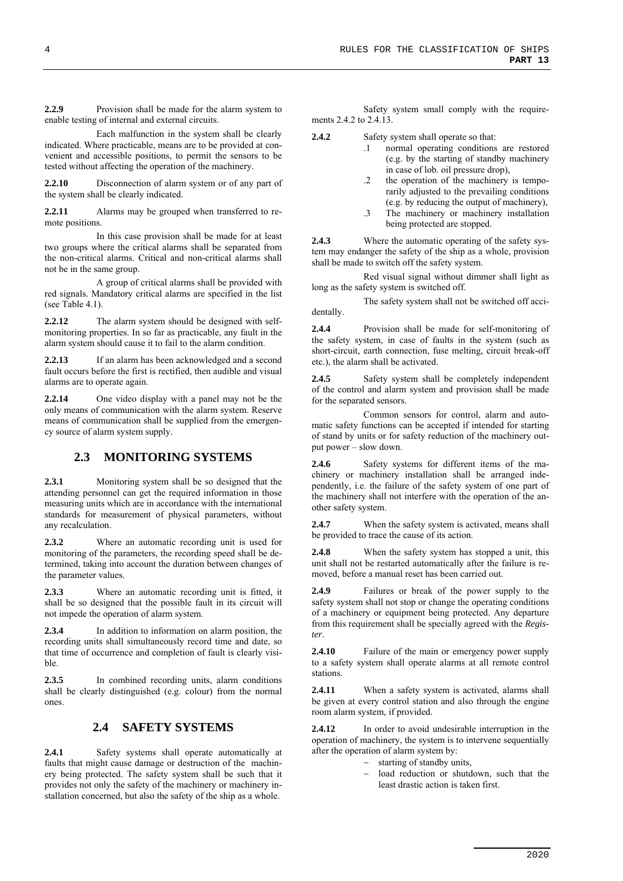**2.2.9** Provision shall be made for the alarm system to enable testing of internal and external circuits.

Each malfunction in the system shall be clearly indicated. Where practicable, means are to be provided at convenient and accessible positions, to permit the sensors to be tested without affecting the operation of the machinery.

**2.2.10** Disconnection of alarm system or of any part of the system shall be clearly indicated.

**2.2.11** Alarms may be grouped when transferred to remote positions.

In this case provision shall be made for at least two groups where the critical alarms shall be separated from the non-critical alarms. Critical and non-critical alarms shall not be in the same group.

A group of critical alarms shall be provided with red signals. Mandatory critical alarms are specified in the list (see Table 4.1).

**2.2.12** The alarm system should be designed with self-monitoring properties. In so far as practicable, any fault in the alarm system should cause it to fail to the alarm condition.

**2.2.13** If an alarm has been acknowledged and a second fault occurs before the first is rectified, then audible and visual alarms are to operate again.

**2.2.14** One video display with a panel may not be the only means of communication with the alarm system. Reserve means of communication shall be supplied from the emergency source of alarm system supply.

## 2.3 MONITORING SYSTEMS

**2.3.1** Monitoring system shall be so designed that the attending personnel can get the required information in those measuring units which are in accordance with the international standards for measurement of physical parameters, without any recalculation.

**2.3.2** Where an automatic recording unit is used for monitoring of the parameters, the recording speed shall be determined, taking into account the duration between changes of the parameter values.

**2.3.3** Where an automatic recording unit is fitted, it shall be so designed that the possible fault in its circuit will not impede the operation of alarm system.

**2.3.4** In addition to information on alarm position, the recording units shall simultaneously record time and date, so that time of occurrence and completion of fault is clearly visible.

**2.3.5** In combined recording units, alarm conditions shall be clearly distinguished (e.g. colour) from the normal ones.

## 2.4 SAFETY SYSTEMS

**2.4.1** Safety systems shall operate automatically at faults that might cause damage or destruction of the machinery being protected. The safety system shall be such that it provides not only the safety of the machinery or machinery installation concerned, but also the safety of the ship as a whole.

Safety system small comply with the requirements 2.4.2 to 2.4.13.

**2.4.2** Safety system shall operate so that:

.1 normal operating conditions are restored (e.g. by the starting of standby machinery in case of lob. oil pressure drop),

.2 the operation of the machinery is temporarily adjusted to the prevailing conditions (e.g. by reducing the output of machinery),

.3 The machinery or machinery installation being protected are stopped.

**2.4.3** Where the automatic operating of the safety system may endanger the safety of the ship as a whole, provision shall be made to switch off the safety system.

Red visual signal without dimmer shall light as long as the safety system is switched off.

The safety system shall not be switched off accidentally.

**2.4.4** Provision shall be made for self-monitoring of the safety system, in case of faults in the system (such as short-circuit, earth connection, fuse melting, circuit break-off etc.), the alarm shall be activated.

**2.4.5** Safety system shall be completely independent of the control and alarm system and provision shall be made for the separated sensors.

Common sensors for control, alarm and automatic safety functions can be accepted if intended for starting of stand by units or for safety reduction of the machinery output power – slow down.

**2.4.6** Safety systems for different items of the machinery or machinery installation shall be arranged independently, i.e. the failure of the safety system of one part of the machinery shall not interfere with the operation of the another safety system.

**2.4.7** When the safety system is activated, means shall be provided to trace the cause of its action.

**2.4.8** When the safety system has stopped a unit, this unit shall not be restarted automatically after the failure is removed, before a manual reset has been carried out.

**2.4.9** Failures or break of the power supply to the safety system shall not stop or change the operating conditions of a machinery or equipment being protected. Any departure from this requirement shall be specially agreed with the *Register*.

**2.4.10** Failure of the main or emergency power supply to a safety system shall operate alarms at all remote control stations.

**2.4.11** When a safety system is activated, alarms shall be given at every control station and also through the engine room alarm system, if provided.

**2.4.12** In order to avoid undesirable interruption in the operation of machinery, the system is to intervene sequentially after the operation of alarm system by:

- starting of standby units,
- load reduction or shutdown, such that the least drastic action is taken first.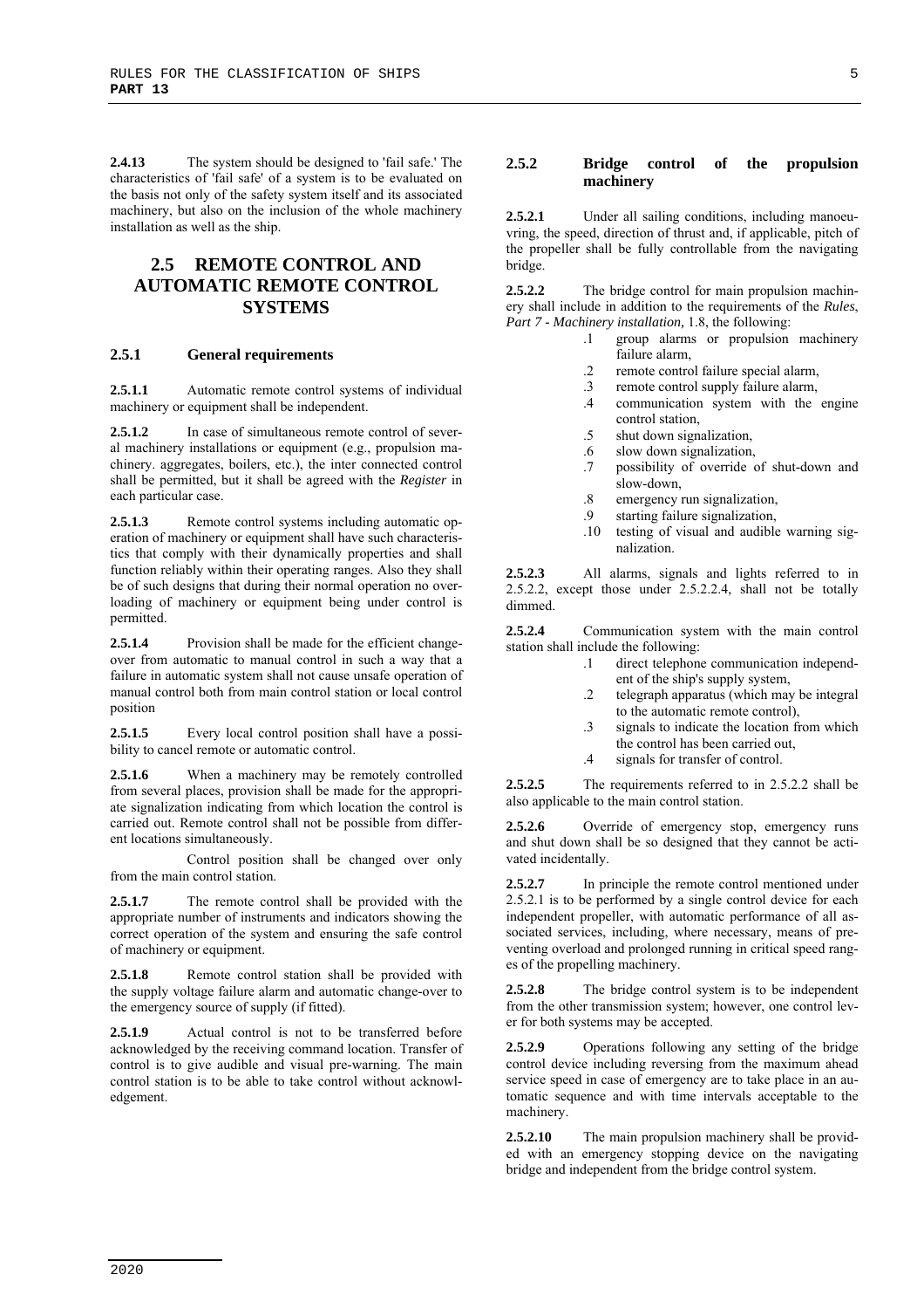**2.4.13** The system should be designed to 'fail safe.' The characteristics of 'fail safe' of a system is to be evaluated on the basis not only of the safety system itself and its associated machinery, but also on the inclusion of the whole machinery installation as well as the ship.

## 2.5 REMOTE CONTROL AND AUTOMATIC REMOTE CONTROL SYSTEMS

### 2.5.1 General requirements

**2.5.1.1** Automatic remote control systems of individual machinery or equipment shall be independent.

**2.5.1.2** In case of simultaneous remote control of several machinery installations or equipment (e.g., propulsion machinery. aggregates, boilers, etc.), the inter connected control shall be permitted, but it shall be agreed with the *Register* in each particular case.

**2.5.1.3** Remote control systems including automatic operation of machinery or equipment shall have such characteristics that comply with their dynamically properties and shall function reliably within their operating ranges. Also they shall be of such designs that during their normal operation no overloading of machinery or equipment being under control is permitted.

**2.5.1.4** Provision shall be made for the efficient change-over from automatic to manual control in such a way that a failure in automatic system shall not cause unsafe operation of manual control both from main control station or local control position

**2.5.1.5** Every local control position shall have a possibility to cancel remote or automatic control.

**2.5.1.6** When a machinery may be remotely controlled from several places, provision shall be made for the appropriate signalization indicating from which location the control is carried out. Remote control shall not be possible from different locations simultaneously.

Control position shall be changed over only from the main control station.

**2.5.1.7** The remote control shall be provided with the appropriate number of instruments and indicators showing the correct operation of the system and ensuring the safe control of machinery or equipment.

**2.5.1.8** Remote control station shall be provided with the supply voltage failure alarm and automatic change-over to the emergency source of supply (if fitted).

**2.5.1.9** Actual control is not to be transferred before acknowledged by the receiving command location. Transfer of control is to give audible and visual pre-warning. The main control station is to be able to take control without acknowledgement.

### 2.5.2 Bridge control of the propulsion machinery

**2.5.2.1** Under all sailing conditions, including manoeuvring, the speed, direction of thrust and, if applicable, pitch of the propeller shall be fully controllable from the navigating bridge.

**2.5.2.2** The bridge control for main propulsion machinery shall include in addition to the requirements of the *Rules*, *Part 7 - Machinery installation,* 1.8, the following:

- .1 group alarms or propulsion machinery failure alarm,
- .2 remote control failure special alarm,
- .3 remote control supply failure alarm,
- .4 communication system with the engine control station,
- .5 shut down signalization,
- .6 slow down signalization,
- .7 possibility of override of shut-down and slow-down,
- .8 emergency run signalization,
- .9 starting failure signalization,
- .10 testing of visual and audible warning signalization.

**2.5.2.3** All alarms, signals and lights referred to in 2.5.2.2, except those under 2.5.2.2.4, shall not be totally dimmed.

**2.5.2.4** Communication system with the main control station shall include the following:

- .1 direct telephone communication independent of the ship's supply system,
- .2 telegraph apparatus (which may be integral to the automatic remote control),
- .3 signals to indicate the location from which the control has been carried out,
- .4 signals for transfer of control.

**2.5.2.5** The requirements referred to in 2.5.2.2 shall be also applicable to the main control station.

**2.5.2.6** Override of emergency stop, emergency runs and shut down shall be so designed that they cannot be activated incidentally.

**2.5.2.7** In principle the remote control mentioned under 2.5.2.1 is to be performed by a single control device for each independent propeller, with automatic performance of all associated services, including, where necessary, means of preventing overload and prolonged running in critical speed ranges of the propelling machinery.

**2.5.2.8** The bridge control system is to be independent from the other transmission system; however, one control lever for both systems may be accepted.

**2.5.2.9** Operations following any setting of the bridge control device including reversing from the maximum ahead service speed in case of emergency are to take place in an automatic sequence and with time intervals acceptable to the machinery.

**2.5.2.10** The main propulsion machinery shall be provided with an emergency stopping device on the navigating bridge and independent from the bridge control system.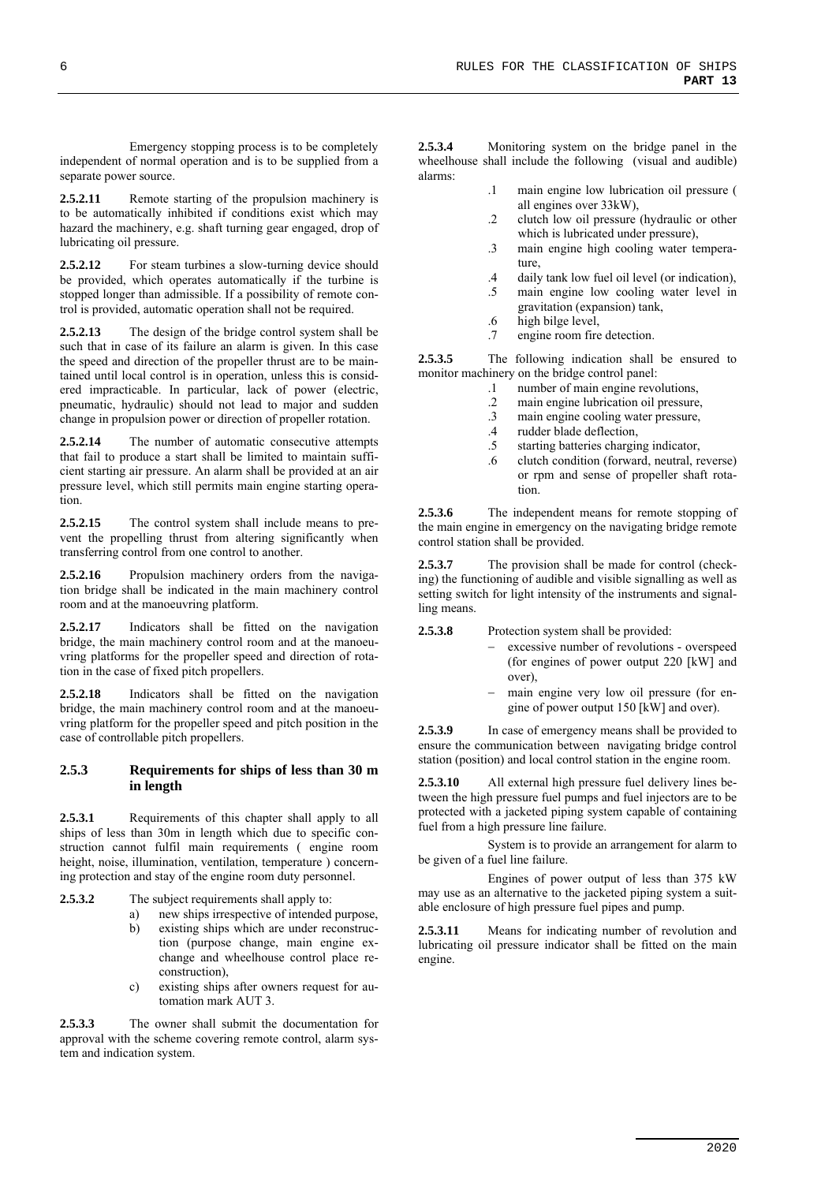Emergency stopping process is to be completely independent of normal operation and is to be supplied from a separate power source.

**2.5.2.11** Remote starting of the propulsion machinery is to be automatically inhibited if conditions exist which may hazard the machinery, e.g. shaft turning gear engaged, drop of lubricating oil pressure.

**2.5.2.12** For steam turbines a slow-turning device should be provided, which operates automatically if the turbine is stopped longer than admissible. If a possibility of remote control is provided, automatic operation shall not be required.

**2.5.2.13** The design of the bridge control system shall be such that in case of its failure an alarm is given. In this case the speed and direction of the propeller thrust are to be maintained until local control is in operation, unless this is considered impracticable. In particular, lack of power (electric, pneumatic, hydraulic) should not lead to major and sudden change in propulsion power or direction of propeller rotation.

**2.5.2.14** The number of automatic consecutive attempts that fail to produce a start shall be limited to maintain sufficient starting air pressure. An alarm shall be provided at an air pressure level, which still permits main engine starting operation.

**2.5.2.15** The control system shall include means to prevent the propelling thrust from altering significantly when transferring control from one control to another.

**2.5.2.16** Propulsion machinery orders from the navigation bridge shall be indicated in the main machinery control room and at the manoeuvring platform.

**2.5.2.17** Indicators shall be fitted on the navigation bridge, the main machinery control room and at the manoeuvring platforms for the propeller speed and direction of rotation in the case of fixed pitch propellers.

**2.5.2.18** Indicators shall be fitted on the navigation bridge, the main machinery control room and at the manoeuvring platform for the propeller speed and pitch position in the case of controllable pitch propellers.

### 2.5.3 Requirements for ships of less than 30 m in length

**2.5.3.1** Requirements of this chapter shall apply to all ships of less than 30m in length which due to specific construction cannot fulfil main requirements ( engine room height, noise, illumination, ventilation, temperature ) concerning protection and stay of the engine room duty personnel.

**2.5.3.2** The subject requirements shall apply to:

a) new ships irrespective of intended purpose,
b) existing ships which are under reconstruction (purpose change, main engine exchange and wheelhouse control place reconstruction),
c) existing ships after owners request for automation mark AUT 3.

**2.5.3.3** The owner shall submit the documentation for approval with the scheme covering remote control, alarm system and indication system.

**2.5.3.4** Monitoring system on the bridge panel in the wheelhouse shall include the following (visual and audible) alarms:

.1 main engine low lubrication oil pressure ( all engines over 33kW),
.2 clutch low oil pressure (hydraulic or other which is lubricated under pressure),
.3 main engine high cooling water temperature,
.4 daily tank low fuel oil level (or indication),
.5 main engine low cooling water level in gravitation (expansion) tank,
.6 high bilge level,
.7 engine room fire detection.

**2.5.3.5** The following indication shall be ensured to monitor machinery on the bridge control panel:

.1 number of main engine revolutions,
.2 main engine lubrication oil pressure,
.3 main engine cooling water pressure,
.4 rudder blade deflection,
.5 starting batteries charging indicator,
.6 clutch condition (forward, neutral, reverse) or rpm and sense of propeller shaft rotation.

**2.5.3.6** The independent means for remote stopping of the main engine in emergency on the navigating bridge remote control station shall be provided.

**2.5.3.7** The provision shall be made for control (checking) the functioning of audible and visible signalling as well as setting switch for light intensity of the instruments and signalling means.

**2.5.3.8** Protection system shall be provided:

- excessive number of revolutions - overspeed (for engines of power output 220 [kW] and over),
- main engine very low oil pressure (for engine of power output 150 [kW] and over).

**2.5.3.9** In case of emergency means shall be provided to ensure the communication between navigating bridge control station (position) and local control station in the engine room.

**2.5.3.10** All external high pressure fuel delivery lines between the high pressure fuel pumps and fuel injectors are to be protected with a jacketed piping system capable of containing fuel from a high pressure line failure.

System is to provide an arrangement for alarm to be given of a fuel line failure.

Engines of power output of less than 375 kW may use as an alternative to the jacketed piping system a suitable enclosure of high pressure fuel pipes and pump.

**2.5.3.11** Means for indicating number of revolution and lubricating oil pressure indicator shall be fitted on the main engine.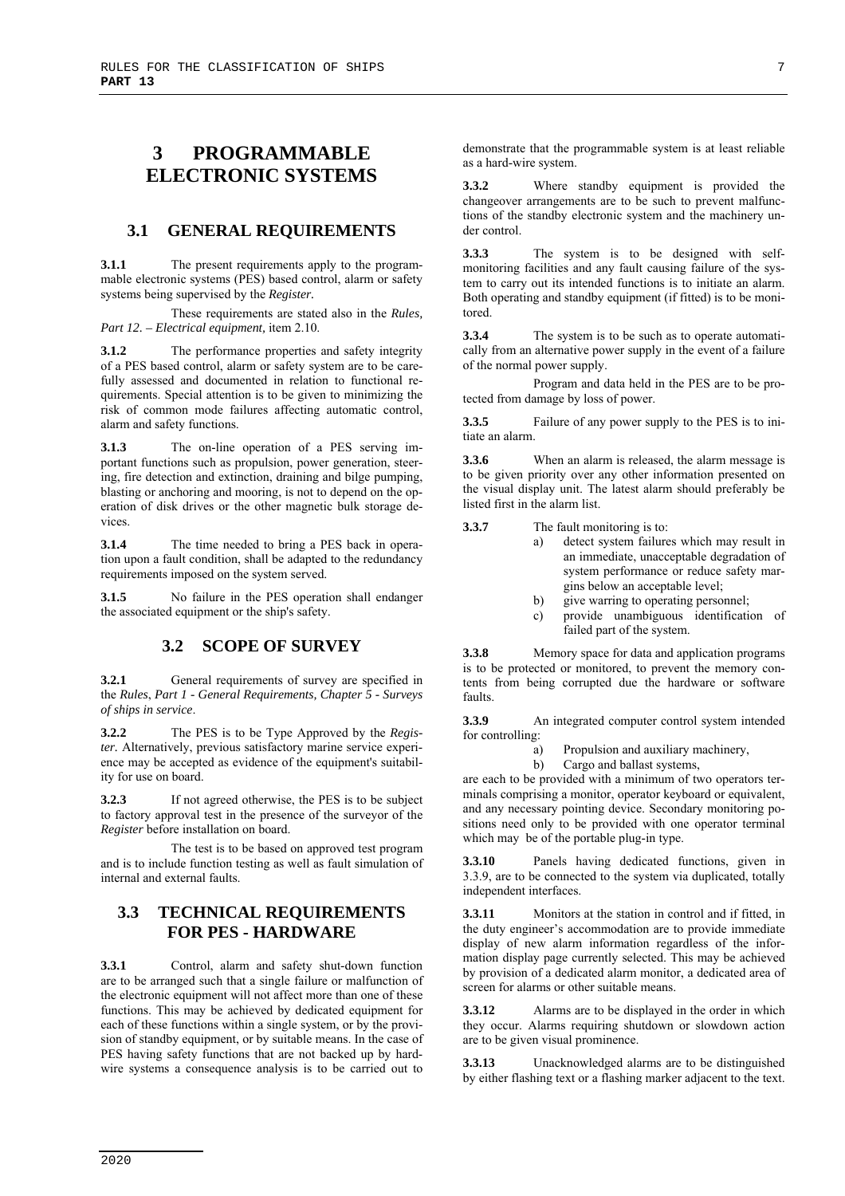# 3 PROGRAMMABLE ELECTRONIC SYSTEMS

## 3.1 GENERAL REQUIREMENTS

**3.1.1** The present requirements apply to the programmable electronic systems (PES) based control, alarm or safety systems being supervised by the *Register.*

These requirements are stated also in the *Rules, Part 12. – Electrical equipment,* item 2.10.

**3.1.2** The performance properties and safety integrity of a PES based control, alarm or safety system are to be carefully assessed and documented in relation to functional requirements. Special attention is to be given to minimizing the risk of common mode failures affecting automatic control, alarm and safety functions.

**3.1.3** The on-line operation of a PES serving important functions such as propulsion, power generation, steering, fire detection and extinction, draining and bilge pumping, blasting or anchoring and mooring, is not to depend on the operation of disk drives or the other magnetic bulk storage devices.

**3.1.4** The time needed to bring a PES back in operation upon a fault condition, shall be adapted to the redundancy requirements imposed on the system served.

**3.1.5** No failure in the PES operation shall endanger the associated equipment or the ship's safety.

## 3.2 SCOPE OF SURVEY

**3.2.1** General requirements of survey are specified in the *Rules*, *Part 1 - General Requirements, Chapter 5 - Surveys of ships in service*.

**3.2.2** The PES is to be Type Approved by the *Register.* Alternatively, previous satisfactory marine service experience may be accepted as evidence of the equipment's suitability for use on board.

**3.2.3** If not agreed otherwise, the PES is to be subject to factory approval test in the presence of the surveyor of the *Register* before installation on board.

The test is to be based on approved test program and is to include function testing as well as fault simulation of internal and external faults.

## 3.3 TECHNICAL REQUIREMENTS FOR PES - HARDWARE

**3.3.1** Control, alarm and safety shut-down function are to be arranged such that a single failure or malfunction of the electronic equipment will not affect more than one of these functions. This may be achieved by dedicated equipment for each of these functions within a single system, or by the provision of standby equipment, or by suitable means. In the case of PES having safety functions that are not backed up by hardwire systems a consequence analysis is to be carried out to demonstrate that the programmable system is at least reliable as a hard-wire system.

**3.3.2** Where standby equipment is provided the changeover arrangements are to be such to prevent malfunctions of the standby electronic system and the machinery under control.

**3.3.3** The system is to be designed with self-monitoring facilities and any fault causing failure of the system to carry out its intended functions is to initiate an alarm. Both operating and standby equipment (if fitted) is to be monitored.

**3.3.4** The system is to be such as to operate automatically from an alternative power supply in the event of a failure of the normal power supply.

Program and data held in the PES are to be protected from damage by loss of power.

**3.3.5** Failure of any power supply to the PES is to initiate an alarm.

**3.3.6** When an alarm is released, the alarm message is to be given priority over any other information presented on the visual display unit. The latest alarm should preferably be listed first in the alarm list.

**3.3.7** The fault monitoring is to:

a) detect system failures which may result in an immediate, unacceptable degradation of system performance or reduce safety margins below an acceptable level;
b) give warring to operating personnel;
c) provide unambiguous identification of failed part of the system.

**3.3.8** Memory space for data and application programs is to be protected or monitored, to prevent the memory contents from being corrupted due the hardware or software faults.

**3.3.9** An integrated computer control system intended for controlling:

a) Propulsion and auxiliary machinery,
b) Cargo and ballast systems,

are each to be provided with a minimum of two operators terminals comprising a monitor, operator keyboard or equivalent, and any necessary pointing device. Secondary monitoring positions need only to be provided with one operator terminal which may be of the portable plug-in type.

**3.3.10** Panels having dedicated functions, given in 3.3.9, are to be connected to the system via duplicated, totally independent interfaces.

**3.3.11** Monitors at the station in control and if fitted, in the duty engineer's accommodation are to provide immediate display of new alarm information regardless of the information display page currently selected. This may be achieved by provision of a dedicated alarm monitor, a dedicated area of screen for alarms or other suitable means.

**3.3.12** Alarms are to be displayed in the order in which they occur. Alarms requiring shutdown or slowdown action are to be given visual prominence.

**3.3.13** Unacknowledged alarms are to be distinguished by either flashing text or a flashing marker adjacent to the text.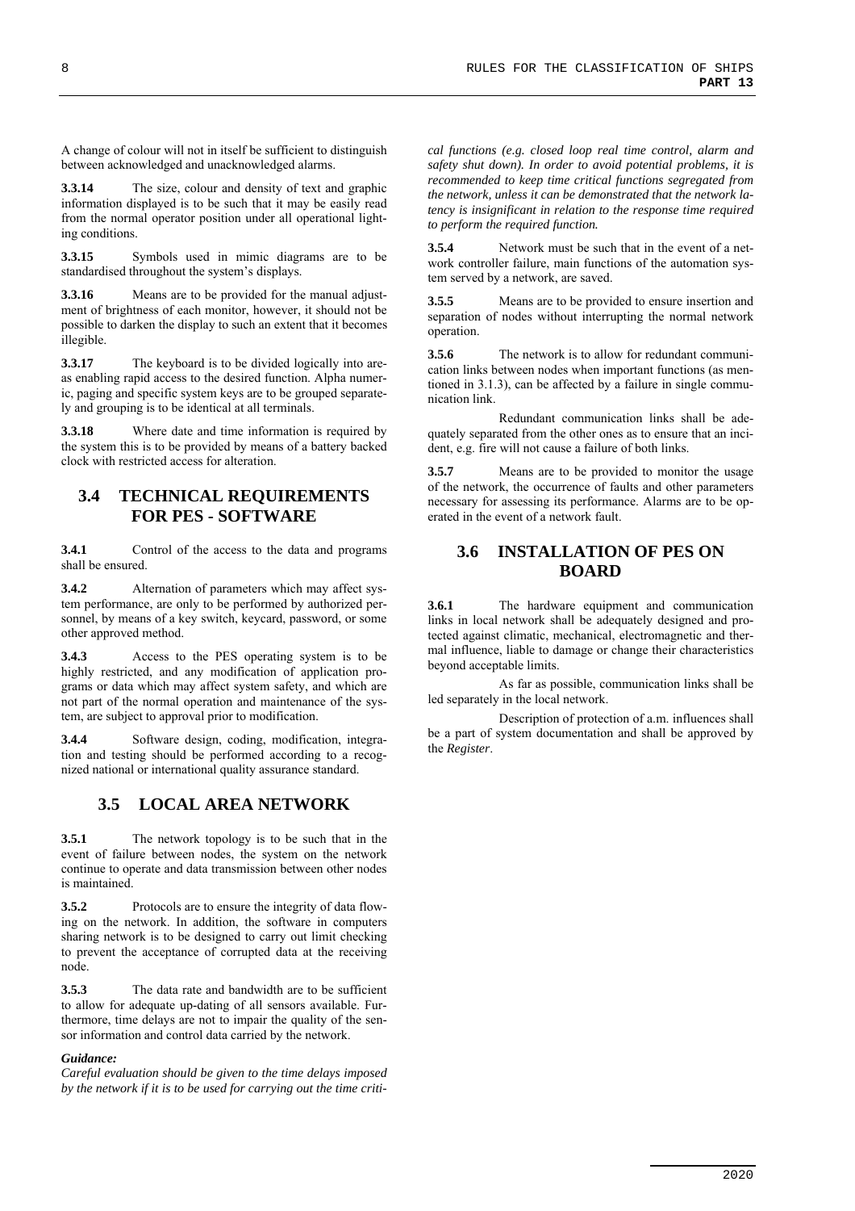A change of colour will not in itself be sufficient to distinguish between acknowledged and unacknowledged alarms.

**3.3.14** The size, colour and density of text and graphic information displayed is to be such that it may be easily read from the normal operator position under all operational lighting conditions.

**3.3.15** Symbols used in mimic diagrams are to be standardised throughout the system's displays.

**3.3.16** Means are to be provided for the manual adjustment of brightness of each monitor, however, it should not be possible to darken the display to such an extent that it becomes illegible.

**3.3.17** The keyboard is to be divided logically into areas enabling rapid access to the desired function. Alpha numeric, paging and specific system keys are to be grouped separately and grouping is to be identical at all terminals.

**3.3.18** Where date and time information is required by the system this is to be provided by means of a battery backed clock with restricted access for alteration.

## 3.4 TECHNICAL REQUIREMENTS FOR PES - SOFTWARE

**3.4.1** Control of the access to the data and programs shall be ensured.

**3.4.2** Alternation of parameters which may affect system performance, are only to be performed by authorized personnel, by means of a key switch, keycard, password, or some other approved method.

**3.4.3** Access to the PES operating system is to be highly restricted, and any modification of application programs or data which may affect system safety, and which are not part of the normal operation and maintenance of the system, are subject to approval prior to modification.

**3.4.4** Software design, coding, modification, integration and testing should be performed according to a recognized national or international quality assurance standard.

## 3.5 LOCAL AREA NETWORK

**3.5.1** The network topology is to be such that in the event of failure between nodes, the system on the network continue to operate and data transmission between other nodes is maintained.

**3.5.2** Protocols are to ensure the integrity of data flowing on the network. In addition, the software in computers sharing network is to be designed to carry out limit checking to prevent the acceptance of corrupted data at the receiving node.

**3.5.3** The data rate and bandwidth are to be sufficient to allow for adequate up-dating of all sensors available. Furthermore, time delays are not to impair the quality of the sensor information and control data carried by the network.

***Guidance:***
***Careful evaluation should be given to the time delays imposed by the network if it is to be used for carrying out the time critical functions (e.g. closed loop real time control, alarm and safety shut down). In order to avoid potential problems, it is recommended to keep time critical functions segregated from the network, unless it can be demonstrated that the network latency is insignificant in relation to the response time required to perform the required function.***

**3.5.4** Network must be such that in the event of a network controller failure, main functions of the automation system served by a network, are saved.

**3.5.5** Means are to be provided to ensure insertion and separation of nodes without interrupting the normal network operation.

**3.5.6** The network is to allow for redundant communication links between nodes when important functions (as mentioned in 3.1.3), can be affected by a failure in single communication link.

Redundant communication links shall be adequately separated from the other ones as to ensure that an incident, e.g. fire will not cause a failure of both links.

**3.5.7** Means are to be provided to monitor the usage of the network, the occurrence of faults and other parameters necessary for assessing its performance. Alarms are to be operated in the event of a network fault.

## 3.6 INSTALLATION OF PES ON BOARD

**3.6.1** The hardware equipment and communication links in local network shall be adequately designed and protected against climatic, mechanical, electromagnetic and thermal influence, liable to damage or change their characteristics beyond acceptable limits.

As far as possible, communication links shall be led separately in the local network.

Description of protection of a.m. influences shall be a part of system documentation and shall be approved by the *Register*.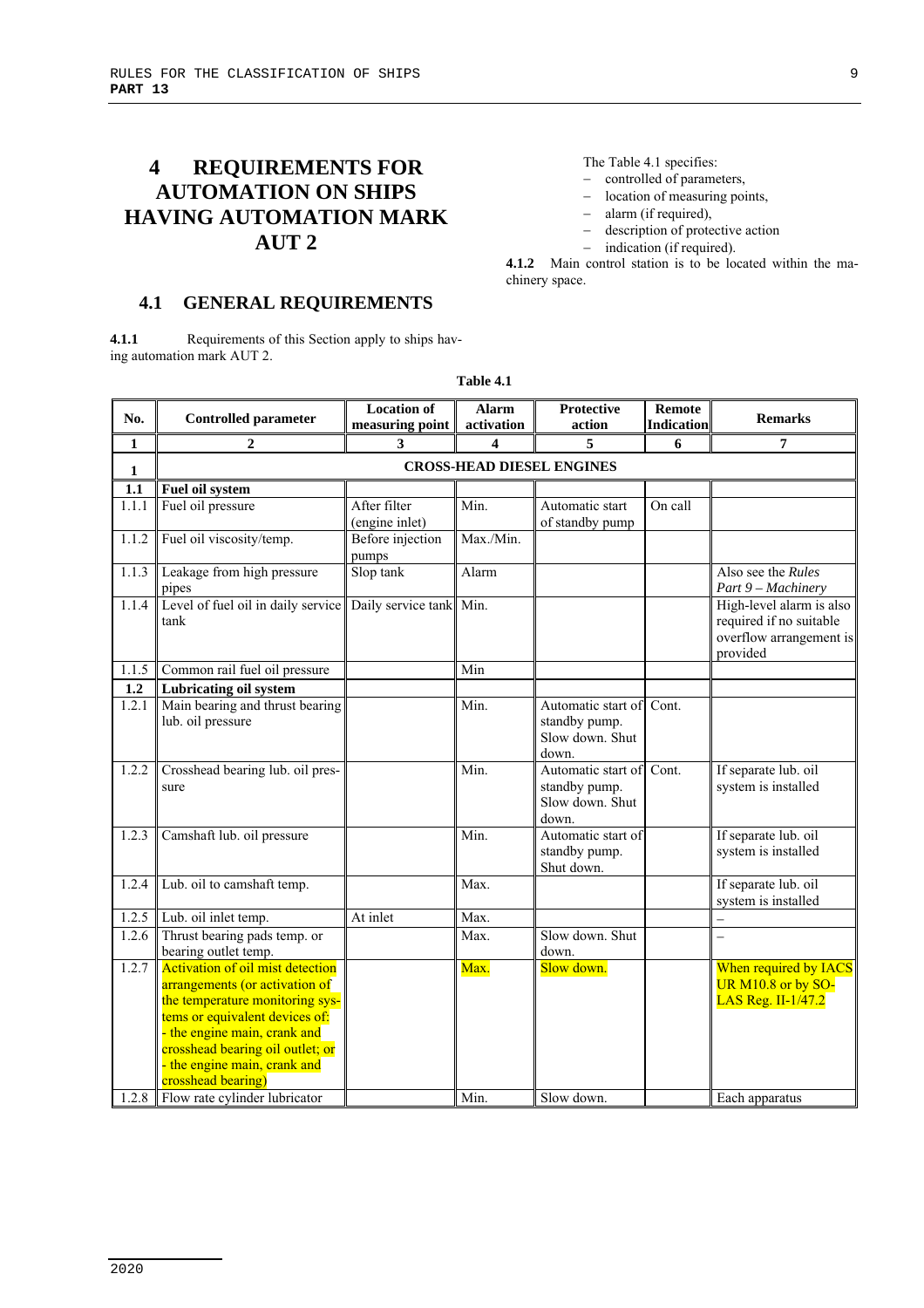# 4 REQUIREMENTS FOR AUTOMATION ON SHIPS HAVING AUTOMATION MARK AUT 2

## 4.1 GENERAL REQUIREMENTS

**4.1.1** Requirements of this Section apply to ships having automation mark AUT 2.

The Table 4.1 specifies:

- controlled of parameters,
- location of measuring points,
- alarm (if required),
- description of protective action
- indication (if required).

**4.1.2** Main control station is to be located within the machinery space.

**Table 4.1**

| No. | Controlled parameter | Location of measuring point | Alarm activation | Protective action | Remote Indication | Remarks |
|---|---|---|---|---|---|---|
| 1 | 2 | 3 | 4 | 5 | 6 | 7 |
| **1** | **CROSS-HEAD DIESEL ENGINES** | | | | | |
| **1.1** | **Fuel oil system** | | | | | |
| 1.1.1 | Fuel oil pressure | After filter (engine inlet) | Min. | Automatic start of standby pump | On call | |
| 1.1.2 | Fuel oil viscosity/temp. | Before injection pumps | Max./Min. | | | |
| 1.1.3 | Leakage from high pressure pipes | Slop tank | Alarm | | | Also see the *Rules Part 9 – Machinery* |
| 1.1.4 | Level of fuel oil in daily service tank | Daily service tank | Min. | | | High-level alarm is also required if no suitable overflow arrangement is provided |
| 1.1.5 | Common rail fuel oil pressure | | Min | | | |
| **1.2** | **Lubricating oil system** | | | | | |
| 1.2.1 | Main bearing and thrust bearing lub. oil pressure | | Min. | Automatic start of standby pump. Slow down. Shut down. | Cont. | |
| 1.2.2 | Crosshead bearing lub. oil pressure | | Min. | Automatic start of standby pump. Slow down. Shut down. | Cont. | If separate lub. oil system is installed |
| 1.2.3 | Camshaft lub. oil pressure | | Min. | Automatic start of standby pump. Shut down. | | If separate lub. oil system is installed |
| 1.2.4 | Lub. oil to camshaft temp. | | Max. | | | If separate lub. oil system is installed |
| 1.2.5 | Lub. oil inlet temp. | At inlet | Max. | | | – |
| 1.2.6 | Thrust bearing pads temp. or bearing outlet temp. | | Max. | Slow down. Shut down. | | – |
| 1.2.7 | Activation of oil mist detection arrangements (or activation of the temperature monitoring systems or equivalent devices of: - the engine main, crank and crosshead bearing oil outlet; or - the engine main, crank and crosshead bearing) | | Max. | Slow down. | | When required by IACS UR M10.8 or by SOLAS Reg. II-1/47.2 |
| 1.2.8 | Flow rate cylinder lubricator | | Min. | Slow down. | | Each apparatus |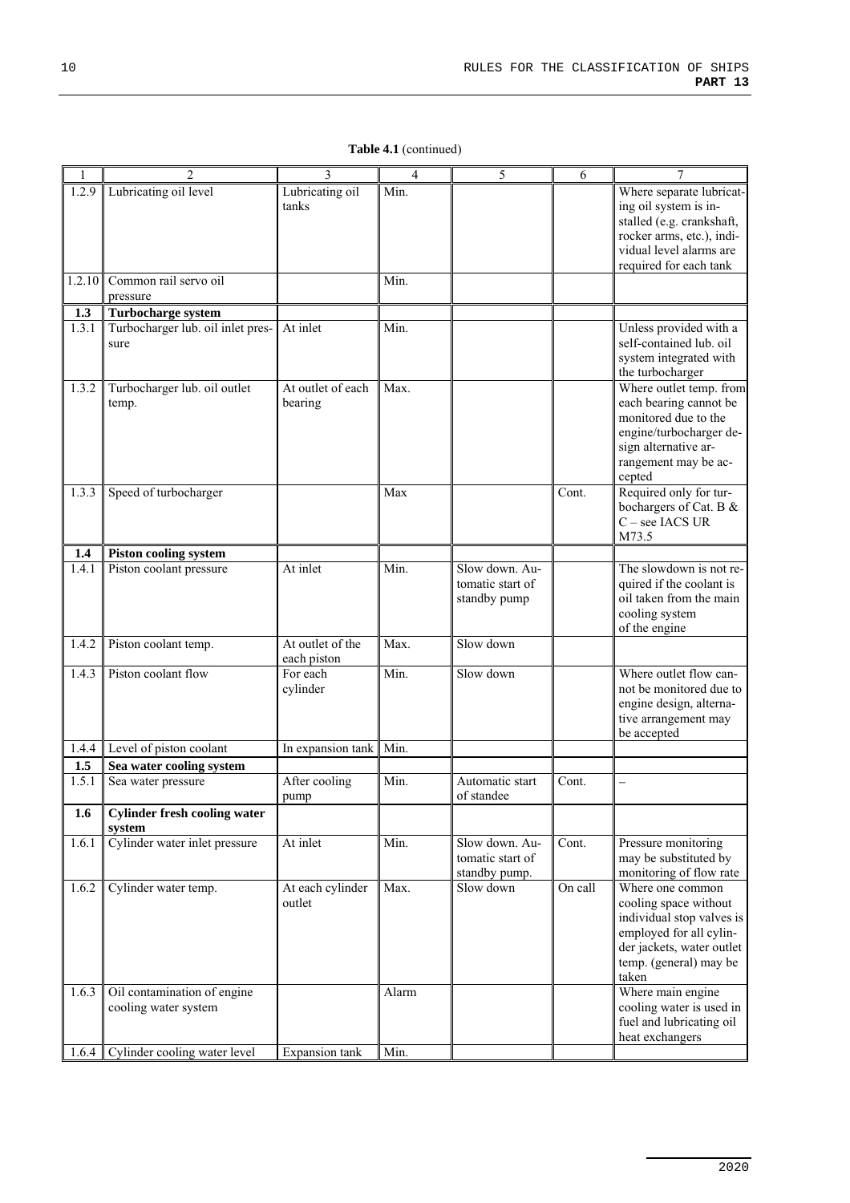**Table 4.1** (continued)

| 1 | 2 | 3 | 4 | 5 | 6 | 7 |
|---|---|---|---|---|---|---|
| 1.2.9 | Lubricating oil level | Lubricating oil tanks | Min. | | | Where separate lubricating oil system is installed (e.g. crankshaft, rocker arms, etc.), individual level alarms are required for each tank |
| 1.2.10 | Common rail servo oil pressure | | Min. | | | |
| **1.3** | **Turbocharge system** | | | | | |
| 1.3.1 | Turbocharger lub. oil inlet pressure | At inlet | Min. | | | Unless provided with a self-contained lub. oil system integrated with the turbocharger |
| 1.3.2 | Turbocharger lub. oil outlet temp. | At outlet of each bearing | Max. | | | Where outlet temp. from each bearing cannot be monitored due to the engine/turbocharger design alternative arrangement may be accepted |
| 1.3.3 | Speed of turbocharger | | Max | | Cont. | Required only for turbochargers of Cat. B & C – see IACS UR M73.5 |
| **1.4** | **Piston cooling system** | | | | | |
| 1.4.1 | Piston coolant pressure | At inlet | Min. | Slow down. Automatic start of standby pump | | The slowdown is not required if the coolant is oil taken from the main cooling system of the engine |
| 1.4.2 | Piston coolant temp. | At outlet of the each piston | Max. | Slow down | | |
| 1.4.3 | Piston coolant flow | For each cylinder | Min. | Slow down | | Where outlet flow cannot be monitored due to engine design, alternative arrangement may be accepted |
| 1.4.4 | Level of piston coolant | In expansion tank | Min. | | | |
| **1.5** | **Sea water cooling system** | | | | | |
| 1.5.1 | Sea water pressure | After cooling pump | Min. | Automatic start of standee | Cont. | – |
| **1.6** | **Cylinder fresh cooling water system** | | | | | |
| 1.6.1 | Cylinder water inlet pressure | At inlet | Min. | Slow down. Automatic start of standby pump. | Cont. | Pressure monitoring may be substituted by monitoring of flow rate |
| 1.6.2 | Cylinder water temp. | At each cylinder outlet | Max. | Slow down | On call | Where one common cooling space without individual stop valves is employed for all cylinder jackets, water outlet temp. (general) may be taken |
| 1.6.3 | Oil contamination of engine cooling water system | | Alarm | | | Where main engine cooling water is used in fuel and lubricating oil heat exchangers |
| 1.6.4 | Cylinder cooling water level | Expansion tank | Min. | | | |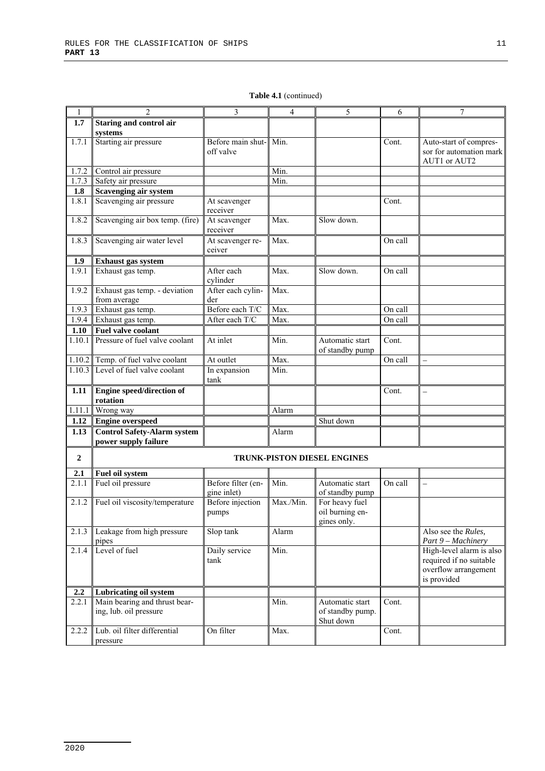**Table 4.1** (continued)

| 1 | 2 | 3 | 4 | 5 | 6 | 7 |
|---|---|---|---|---|---|---|
| **1.7** | **Staring and control air systems** | | | | | |
| 1.7.1 | Starting air pressure | Before main shut-off valve | Min. | | Cont. | Auto-start of compressor for automation mark AUT1 or AUT2 |
| 1.7.2 | Control air pressure | | Min. | | | |
| 1.7.3 | Safety air pressure | | Min. | | | |
| **1.8** | **Scavenging air system** | | | | | |
| 1.8.1 | Scavenging air pressure | At scavenger receiver | | | Cont. | |
| 1.8.2 | Scavenging air box temp. (fire) | At scavenger receiver | Max. | Slow down. | | |
| 1.8.3 | Scavenging air water level | At scavenger receiver | Max. | | On call | |
| **1.9** | **Exhaust gas system** | | | | | |
| 1.9.1 | Exhaust gas temp. | After each cylinder | Max. | Slow down. | On call | |
| 1.9.2 | Exhaust gas temp. - deviation from average | After each cylinder | Max. | | | |
| 1.9.3 | Exhaust gas temp. | Before each T/C | Max. | | On call | |
| 1.9.4 | Exhaust gas temp. | After each T/C | Max. | | On call | |
| **1.10** | **Fuel valve coolant** | | | | | |
| 1.10.1 | Pressure of fuel valve coolant | At inlet | Min. | Automatic start of standby pump | Cont. | |
| 1.10.2 | Temp. of fuel valve coolant | At outlet | Max. | | On call | – |
| 1.10.3 | Level of fuel valve coolant | In expansion tank | Min. | | | |
| **1.11** | **Engine speed/direction of rotation** | | | | Cont. | – |
| 1.11.1 | Wrong way | | Alarm | | | |
| **1.12** | **Engine overspeed** | | | Shut down | | |
| **1.13** | **Control Safety-Alarm system power supply failure** | | Alarm | | | |
| **2** | **TRUNK-PISTON DIESEL ENGINES** | | | | | |
| **2.1** | **Fuel oil system** | | | | | |
| 2.1.1 | Fuel oil pressure | Before filter (engine inlet) | Min. | Automatic start of standby pump | On call | – |
| 2.1.2 | Fuel oil viscosity/temperature | Before injection pumps | Max./Min. | For heavy fuel oil burning engines only. | | |
| 2.1.3 | Leakage from high pressure pipes | Slop tank | Alarm | | | Also see the *Rules, Part 9 – Machinery* |
| 2.1.4 | Level of fuel | Daily service tank | Min. | | | High-level alarm is also required if no suitable overflow arrangement is provided |
| **2.2** | **Lubricating oil system** | | | | | |
| 2.2.1 | Main bearing and thrust bearing, lub. oil pressure | | Min. | Automatic start of standby pump. Shut down | Cont. | |
| 2.2.2 | Lub. oil filter differential pressure | On filter | Max. | | Cont. | |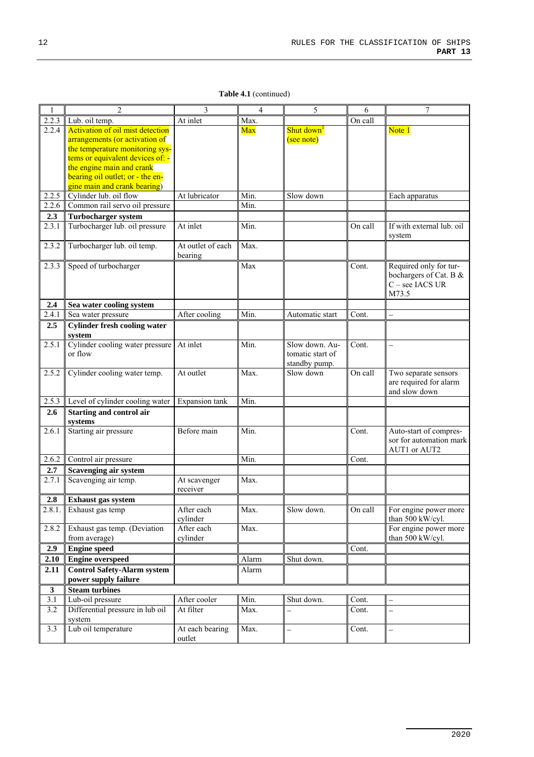**Table 4.1** (continued)

| 1 | 2 | 3 | 4 | 5 | 6 | 7 |
|---|---|---|---|---|---|---|
| 2.2.3 | Lub. oil temp. | At inlet | Max. | | On call | |
| 2.2.4 | Activation of oil mist detection arrangements (or activation of the temperature monitoring systems or equivalent devices of: - the engine main and crank bearing oil outlet; or - the engine main and crank bearing) | | Max | Shut down[1] (see note) | | Note 1 |
| 2.2.5 | Cylinder lub. oil flow | At lubricator | Min. | Slow down | | Each apparatus |
| 2.2.6 | Common rail servo oil pressure | | Min. | | | |
| **2.3** | **Turbocharger system** | | | | | |
| 2.3.1 | Turbocharger lub. oil pressure | At inlet | Min. | | On call | If with external lub. oil system |
| 2.3.2 | Turbocharger lub. oil temp. | At outlet of each bearing | Max. | | | |
| 2.3.3 | Speed of turbocharger | | Max | | Cont. | Required only for turbochargers of Cat. B & C – see IACS UR M73.5 |
| **2.4** | **Sea water cooling system** | | | | | |
| 2.4.1 | Sea water pressure | After cooling | Min. | Automatic start | Cont. | – |
| **2.5** | **Cylinder fresh cooling water system** | | | | | |
| 2.5.1 | Cylinder cooling water pressure or flow | At inlet | Min. | Slow down. Automatic start of standby pump. | Cont. | – |
| 2.5.2 | Cylinder cooling water temp. | At outlet | Max. | Slow down | On call | Two separate sensors are required for alarm and slow down |
| 2.5.3 | Level of cylinder cooling water | Expansion tank | Min. | | | |
| **2.6** | **Starting and control air systems** | | | | | |
| 2.6.1 | Starting air pressure | Before main | Min. | | Cont. | Auto-start of compressor for automation mark AUT1 or AUT2 |
| 2.6.2 | Control air pressure | | Min. | | Cont. | |
| **2.7** | **Scavenging air system** | | | | | |
| 2.7.1 | Scavenging air temp. | At scavenger receiver | Max. | | | |
| **2.8** | **Exhaust gas system** | | | | | |
| 2.8.1. | Exhaust gas temp | After each cylinder | Max. | Slow down. | On call | For engine power more than 500 kW/cyl. |
| 2.8.2 | Exhaust gas temp. (Deviation from average) | After each cylinder | Max. | | | For engine power more than 500 kW/cyl. |
| **2.9** | **Engine speed** | | | | Cont. | |
| **2.10** | **Engine overspeed** | | Alarm | Shut down. | | |
| **2.11** | **Control Safety-Alarm system power supply failure** | | Alarm | | | |
| **3** | **Steam turbines** | | | | | |
| 3.1 | Lub-oil pressure | After cooler | Min. | Shut down. | Cont. | – |
| 3.2 | Differential pressure in lub oil system | At filter | Max. | – | Cont. | – |
| 3.3 | Lub oil temperature | At each bearing outlet | Max. | – | Cont. | – |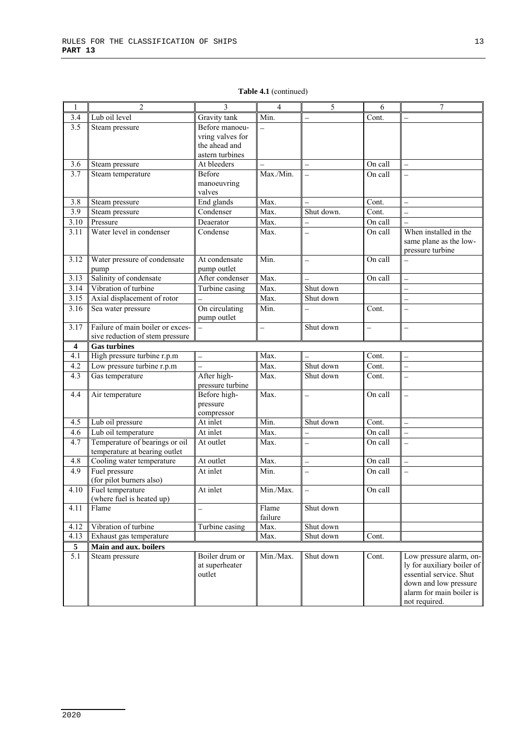**Table 4.1** (continued)

| 1 | 2 | 3 | 4 | 5 | 6 | 7 |
|---|---|---|---|---|---|---|
| 3.4 | Lub oil level | Gravity tank | Min. | – | Cont. | – |
| 3.5 | Steam pressure | Before manoeu-vring valves for the ahead and astern turbines | – | | | |
| 3.6 | Steam pressure | At bleeders | – | – | On call | – |
| 3.7 | Steam temperature | Before manoeuvring valves | Max./Min. | – | On call | – |
| 3.8 | Steam pressure | End glands | Max. | – | Cont. | – |
| 3.9 | Steam pressure | Condenser | Max. | Shut down. | Cont. | – |
| 3.10 | Pressure | Deaerator | Max. | – | On call | – |
| 3.11 | Water level in condenser | Condense | Max. | – | On call | When installed in the same plane as the low-pressure turbine |
| 3.12 | Water pressure of condensate pump | At condensate pump outlet | Min. | – | On call | – |
| 3.13 | Salinity of condensate | After condenser | Max. | – | On call | – |
| 3.14 | Vibration of turbine | Turbine casing | Max. | Shut down | | – |
| 3.15 | Axial displacement of rotor | – | Max. | Shut down | | – |
| 3.16 | Sea water pressure | On circulating pump outlet | Min. | – | Cont. | – |
| 3.17 | Failure of main boiler or excessive reduction of stem pressure | – | – | Shut down | – | – |
| **4** | **Gas turbines** | | | | | |
| 4.1 | High pressure turbine r.p.m | – | Max. | – | Cont. | – |
| 4.2 | Low pressure turbine r.p.m | – | Max. | Shut down | Cont. | – |
| 4.3 | Gas temperature | After high-pressure turbine | Max. | Shut down | Cont. | – |
| 4.4 | Air temperature | Before high-pressure compressor | Max. | – | On call | – |
| 4.5 | Lub oil pressure | At inlet | Min. | Shut down | Cont. | – |
| 4.6 | Lub oil temperature | At inlet | Max. | – | On call | – |
| 4.7 | Temperature of bearings or oil temperature at bearing outlet | At outlet | Max. | – | On call | – |
| 4.8 | Cooling water temperature | At outlet | Max. | – | On call | – |
| 4.9 | Fuel pressure (for pilot burners also) | At inlet | Min. | – | On call | – |
| 4.10 | Fuel temperature (where fuel is heated up) | At inlet | Min./Max. | – | On call | |
| 4.11 | Flame | – | Flame failure | Shut down | | |
| 4.12 | Vibration of turbine | Turbine casing | Max. | Shut down | | |
| 4.13 | Exhaust gas temperature | | Max. | Shut down | Cont. | |
| **5** | **Main and aux. boilers** | | | | | |
| 5.1 | Steam pressure | Boiler drum or at superheater outlet | Min./Max. | Shut down | Cont. | Low pressure alarm, only for auxiliary boiler of essential service. Shut down and low pressure alarm for main boiler is not required. |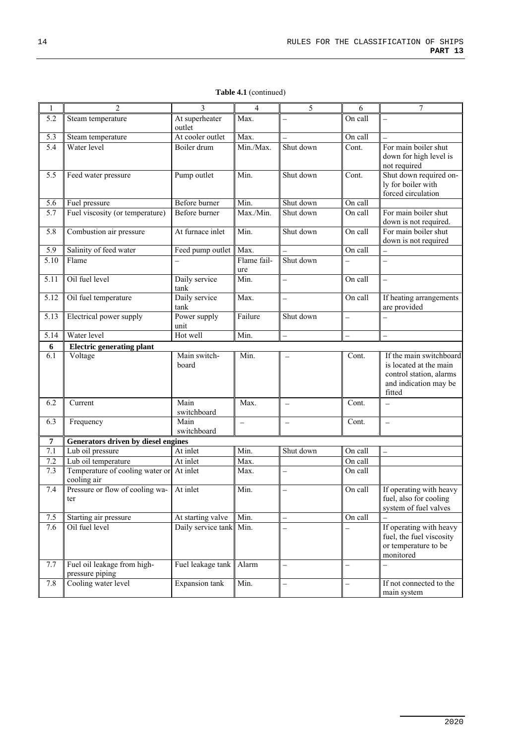**Table 4.1** (continued)

| 1 | 2 | 3 | 4 | 5 | 6 | 7 |
|---|---|---|---|---|---|---|
| 5.2 | Steam temperature | At superheater outlet | Max. | – | On call | – |
| 5.3 | Steam temperature | At cooler outlet | Max. | – | On call | – |
| 5.4 | Water level | Boiler drum | Min./Max. | Shut down | Cont. | For main boiler shut down for high level is not required |
| 5.5 | Feed water pressure | Pump outlet | Min. | Shut down | Cont. | Shut down required only for boiler with forced circulation |
| 5.6 | Fuel pressure | Before burner | Min. | Shut down | On call | |
| 5.7 | Fuel viscosity (or temperature) | Before burner | Max./Min. | Shut down | On call | For main boiler shut down is not required. |
| 5.8 | Combustion air pressure | At furnace inlet | Min. | Shut down | On call | For main boiler shut down is not required |
| 5.9 | Salinity of feed water | Feed pump outlet | Max. | – | On call | – |
| 5.10 | Flame | – | Flame failure | Shut down | – | – |
| 5.11 | Oil fuel level | Daily service tank | Min. | – | On call | – |
| 5.12 | Oil fuel temperature | Daily service tank | Max. | – | On call | If heating arrangements are provided |
| 5.13 | Electrical power supply | Power supply unit | Failure | Shut down | – | – |
| 5.14 | Water level | Hot well | Min. | – | – | – |
| **6** | **Electric generating plant** | | | | | |
| 6.1 | Voltage | Main switchboard | Min. | – | Cont. | If the main switchboard is located at the main control station, alarms and indication may be fitted |
| 6.2 | Current | Main switchboard | Max. | – | Cont. | – |
| 6.3 | Frequency | Main switchboard | – | – | Cont. | – |
| **7** | **Generators driven by diesel engines** | | | | | |
| 7.1 | Lub oil pressure | At inlet | Min. | Shut down | On call | – |
| 7.2 | Lub oil temperature | At inlet | Max. | | On call | |
| 7.3 | Temperature of cooling water or cooling air | At inlet | Max. | – | On call | |
| 7.4 | Pressure or flow of cooling water | At inlet | Min. | – | On call | If operating with heavy fuel, also for cooling system of fuel valves |
| 7.5 | Starting air pressure | At starting valve | Min. | – | On call | – |
| 7.6 | Oil fuel level | Daily service tank | Min. | – | – | If operating with heavy fuel, the fuel viscosity or temperature to be monitored |
| 7.7 | Fuel oil leakage from high-pressure piping | Fuel leakage tank | Alarm | – | – | – |
| 7.8 | Cooling water level | Expansion tank | Min. | – | – | If not connected to the main system |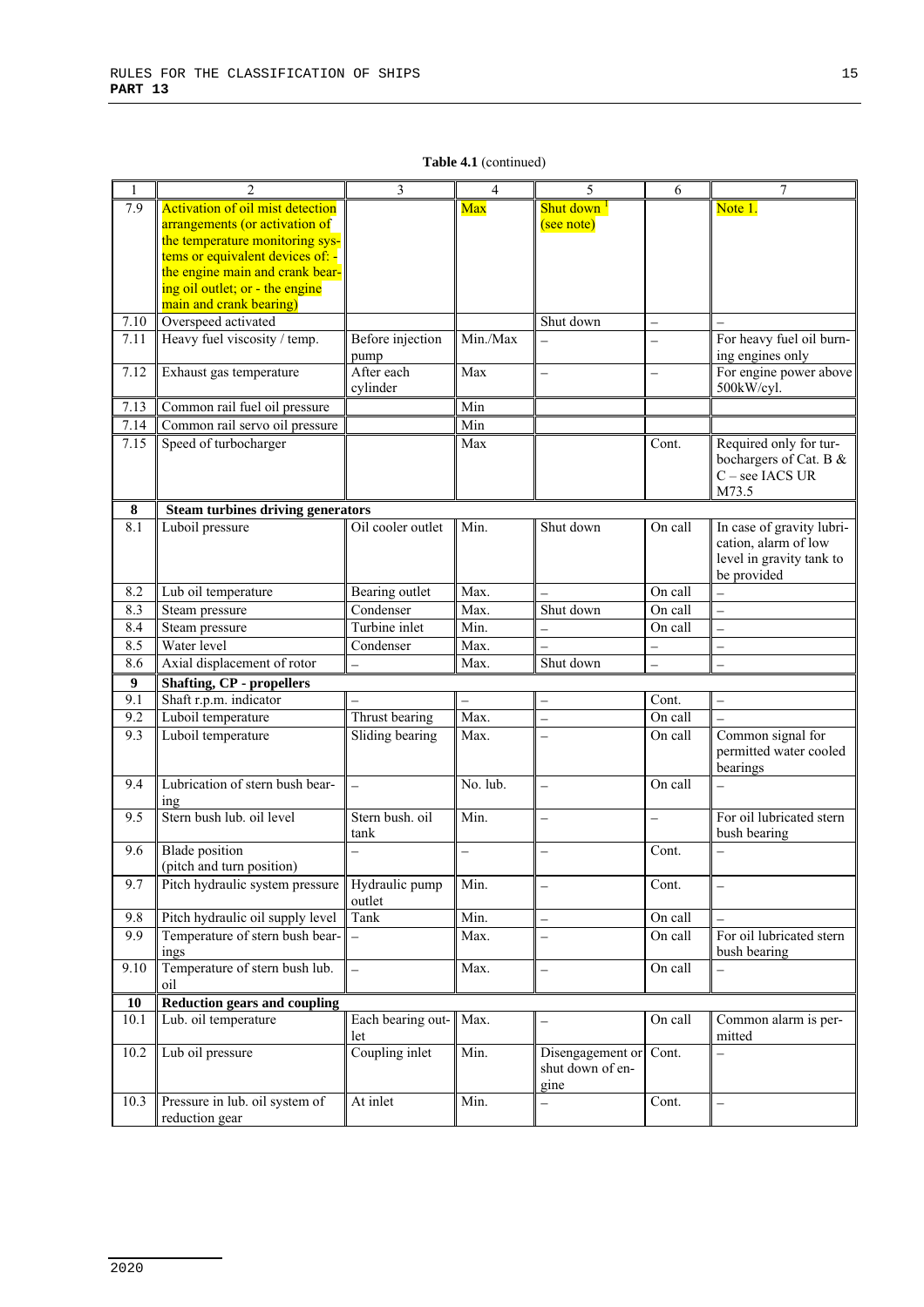**Table 4.1** (continued)

| 1 | 2 | 3 | 4 | 5 | 6 | 7 |
|---|---|---|---|---|---|---|
| 7.9 | Activation of oil mist detection arrangements (or activation of the temperature monitoring systems or equivalent devices of: - the engine main and crank bearing oil outlet; or - the engine main and crank bearing) | | Max | Shut down [1] (see note) | | Note 1. |
| 7.10 | Overspeed activated | | | Shut down | – | – |
| 7.11 | Heavy fuel viscosity / temp. | Before injection pump | Min./Max | – | – | For heavy fuel oil burning engines only |
| 7.12 | Exhaust gas temperature | After each cylinder | Max | – | – | For engine power above 500kW/cyl. |
| 7.13 | Common rail fuel oil pressure | | Min | | | |
| 7.14 | Common rail servo oil pressure | | Min | | | |
| 7.15 | Speed of turbocharger | | Max | | Cont. | Required only for turbochargers of Cat. B & C – see IACS UR M73.5 |
| **8** | **Steam turbines driving generators** | | | | | |
| 8.1 | Luboil pressure | Oil cooler outlet | Min. | Shut down | On call | In case of gravity lubrication, alarm of low level in gravity tank to be provided |
| 8.2 | Lub oil temperature | Bearing outlet | Max. | – | On call | – |
| 8.3 | Steam pressure | Condenser | Max. | Shut down | On call | – |
| 8.4 | Steam pressure | Turbine inlet | Min. | – | On call | – |
| 8.5 | Water level | Condenser | Max. | – | – | – |
| 8.6 | Axial displacement of rotor | – | Max. | Shut down | – | – |
| **9** | **Shafting, CP - propellers** | | | | | |
| 9.1 | Shaft r.p.m. indicator | – | – | – | Cont. | – |
| 9.2 | Luboil temperature | Thrust bearing | Max. | – | On call | – |
| 9.3 | Luboil temperature | Sliding bearing | Max. | – | On call | Common signal for permitted water cooled bearings |
| 9.4 | Lubrication of stern bush bearing | – | No. lub. | – | On call | – |
| 9.5 | Stern bush lub. oil level | Stern bush. oil tank | Min. | – | – | For oil lubricated stern bush bearing |
| 9.6 | Blade position (pitch and turn position) | – | – | – | Cont. | – |
| 9.7 | Pitch hydraulic system pressure | Hydraulic pump outlet | Min. | – | Cont. | – |
| 9.8 | Pitch hydraulic oil supply level | Tank | Min. | – | On call | – |
| 9.9 | Temperature of stern bush bearings | – | Max. | – | On call | For oil lubricated stern bush bearing |
| 9.10 | Temperature of stern bush lub. oil | – | Max. | – | On call | – |
| **10** | **Reduction gears and coupling** | | | | | |
| 10.1 | Lub. oil temperature | Each bearing outlet | Max. | – | On call | Common alarm is permitted |
| 10.2 | Lub oil pressure | Coupling inlet | Min. | Disengagement or shut down of engine | Cont. | – |
| 10.3 | Pressure in lub. oil system of reduction gear | At inlet | Min. | – | Cont. | – |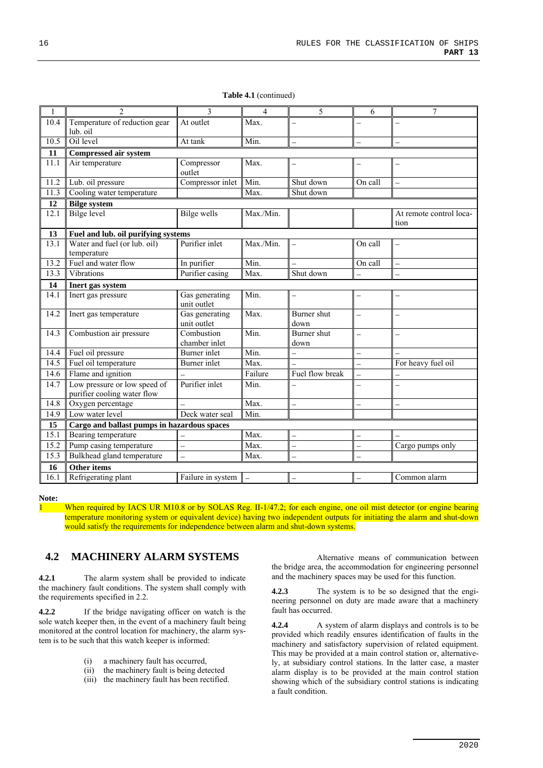**Table 4.1** (continued)

| 1 | 2 | 3 | 4 | 5 | 6 | 7 |
|---|---|---|---|---|---|---|
| 10.4 | Temperature of reduction gear lub. oil | At outlet | Max. | – | – | – |
| 10.5 | Oil level | At tank | Min. | – | – | – |
| **11** | **Compressed air system** | | | | | |
| 11.1 | Air temperature | Compressor outlet | Max. | – | – | – |
| 11.2 | Lub. oil pressure | Compressor inlet | Min. | Shut down | On call | – |
| 11.3 | Cooling water temperature | | Max. | Shut down | | |
| **12** | **Bilge system** | | | | | |
| 12.1 | Bilge level | Bilge wells | Max./Min. | | | At remote control location |
| **13** | **Fuel and lub. oil purifying systems** | | | | | |
| 13.1 | Water and fuel (or lub. oil) temperature | Purifier inlet | Max./Min. | – | On call | – |
| 13.2 | Fuel and water flow | In purifier | Min. | – | On call | – |
| 13.3 | Vibrations | Purifier casing | Max. | Shut down | – | – |
| **14** | **Inert gas system** | | | | | |
| 14.1 | Inert gas pressure | Gas generating unit outlet | Min. | – | – | – |
| 14.2 | Inert gas temperature | Gas generating unit outlet | Max. | Burner shut down | – | – |
| 14.3 | Combustion air pressure | Combustion chamber inlet | Min. | Burner shut down | – | – |
| 14.4 | Fuel oil pressure | Burner inlet | Min. | – | – | – |
| 14.5 | Fuel oil temperature | Burner inlet | Max. | – | – | For heavy fuel oil |
| 14.6 | Flame and ignition | – | Failure | Fuel flow break | – | – |
| 14.7 | Low pressure or low speed of purifier cooling water flow | Purifier inlet | Min. | – | – | – |
| 14.8 | Oxygen percentage | – | Max. | – | – | – |
| 14.9 | Low water level | Deck water seal | Min. | | | |
| **15** | **Cargo and ballast pumps in hazardous spaces** | | | | | |
| 15.1 | Bearing temperature | – | Max. | – | – | – |
| 15.2 | Pump casing temperature | – | Max. | – | – | Cargo pumps only |
| 15.3 | Bulkhead gland temperature | – | Max. | – | – | |
| **16** | **Other items** | | | | | |
| 16.1 | Refrigerating plant | Failure in system | – | – | – | Common alarm |

**Note:**

1 When required by IACS UR M10.8 or by SOLAS Reg. II-1/47.2; for each engine, one oil mist detector (or engine bearing temperature monitoring system or equivalent device) having two independent outputs for initiating the alarm and shut-down would satisfy the requirements for independence between alarm and shut-down systems.

## 4.2 MACHINERY ALARM SYSTEMS

**4.2.1** The alarm system shall be provided to indicate the machinery fault conditions. The system shall comply with the requirements specified in 2.2.

**4.2.2** If the bridge navigating officer on watch is the sole watch keeper then, in the event of a machinery fault being monitored at the control location for machinery, the alarm system is to be such that this watch keeper is informed:

(i) a machinery fault has occurred,
(ii) the machinery fault is being detected
(iii) the machinery fault has been rectified.

Alternative means of communication between the bridge area, the accommodation for engineering personnel and the machinery spaces may be used for this function.

**4.2.3** The system is to be so designed that the engineering personnel on duty are made aware that a machinery fault has occurred.

**4.2.4** A system of alarm displays and controls is to be provided which readily ensures identification of faults in the machinery and satisfactory supervision of related equipment. This may be provided at a main control station or, alternatively, at subsidiary control stations. In the latter case, a master alarm display is to be provided at the main control station showing which of the subsidiary control stations is indicating a fault condition.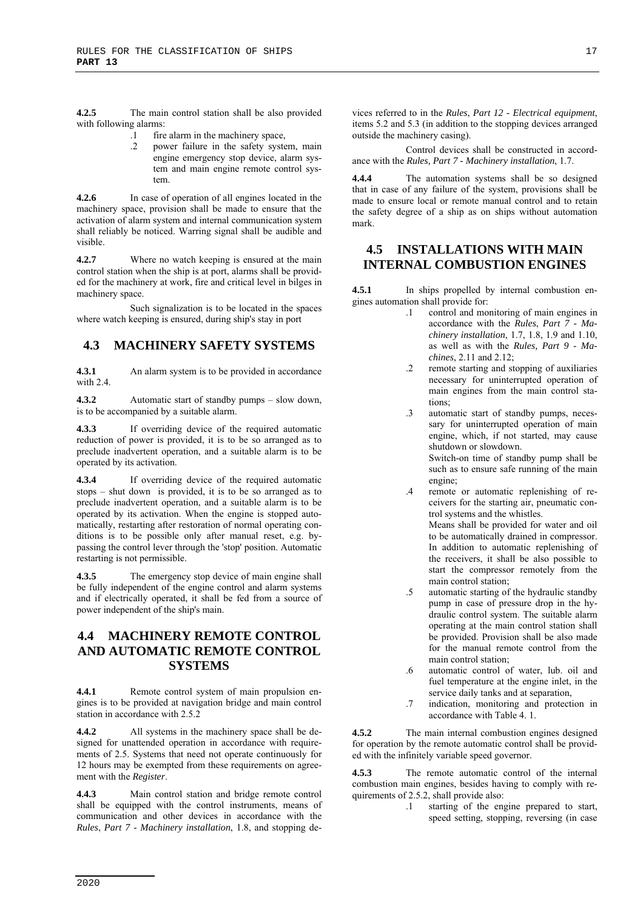**4.2.5** The main control station shall be also provided with following alarms:

.1 fire alarm in the machinery space,

.2 power failure in the safety system, main engine emergency stop device, alarm system and main engine remote control system.

**4.2.6** In case of operation of all engines located in the machinery space, provision shall be made to ensure that the activation of alarm system and internal communication system shall reliably be noticed. Warring signal shall be audible and visible.

**4.2.7** Where no watch keeping is ensured at the main control station when the ship is at port, alarms shall be provided for the machinery at work, fire and critical level in bilges in machinery space.

Such signalization is to be located in the spaces where watch keeping is ensured, during ship's stay in port

## 4.3 MACHINERY SAFETY SYSTEMS

**4.3.1** An alarm system is to be provided in accordance with 2.4.

**4.3.2** Automatic start of standby pumps – slow down, is to be accompanied by a suitable alarm.

**4.3.3** If overriding device of the required automatic reduction of power is provided, it is to be so arranged as to preclude inadvertent operation, and a suitable alarm is to be operated by its activation.

**4.3.4** If overriding device of the required automatic stops – shut down is provided, it is to be so arranged as to preclude inadvertent operation, and a suitable alarm is to be operated by its activation. When the engine is stopped automatically, restarting after restoration of normal operating conditions is to be possible only after manual reset, e.g. bypassing the control lever through the 'stop' position. Automatic restarting is not permissible.

**4.3.5** The emergency stop device of main engine shall be fully independent of the engine control and alarm systems and if electrically operated, it shall be fed from a source of power independent of the ship's main.

## 4.4 MACHINERY REMOTE CONTROL AND AUTOMATIC REMOTE CONTROL SYSTEMS

**4.4.1** Remote control system of main propulsion engines is to be provided at navigation bridge and main control station in accordance with 2.5.2

**4.4.2** All systems in the machinery space shall be designed for unattended operation in accordance with requirements of 2.5. Systems that need not operate continuously for 12 hours may be exempted from these requirements on agreement with the *Register*.

**4.4.3** Main control station and bridge remote control shall be equipped with the control instruments, means of communication and other devices in accordance with the *Rules*, *Part 7 - Machinery installation*, 1.8, and stopping devices referred to in the *Rules*, *Part 12 - Electrical equipment*, items 5.2 and 5.3 (in addition to the stopping devices arranged outside the machinery casing).

Control devices shall be constructed in accordance with the *Rules, Part 7 - Machinery installation*, 1.7.

**4.4.4** The automation systems shall be so designed that in case of any failure of the system, provisions shall be made to ensure local or remote manual control and to retain the safety degree of a ship as on ships without automation mark.

## 4.5 INSTALLATIONS WITH MAIN INTERNAL COMBUSTION ENGINES

**4.5.1** In ships propelled by internal combustion engines automation shall provide for:

.1 control and monitoring of main engines in accordance with the *Rules*, *Part 7 - Machinery installation*, 1.7, 1.8, 1.9 and 1.10, as well as with the *Rules, Part 9 - Machines*, 2.11 and 2.12;

.2 remote starting and stopping of auxiliaries necessary for uninterrupted operation of main engines from the main control stations;

.3 automatic start of standby pumps, necessary for uninterrupted operation of main engine, which, if not started, may cause shutdown or slowdown.
Switch-on time of standby pump shall be such as to ensure safe running of the main engine;

.4 remote or automatic replenishing of receivers for the starting air, pneumatic control systems and the whistles.
Means shall be provided for water and oil to be automatically drained in compressor. In addition to automatic replenishing of the receivers, it shall be also possible to start the compressor remotely from the main control station;

.5 automatic starting of the hydraulic standby pump in case of pressure drop in the hydraulic control system. The suitable alarm operating at the main control station shall be provided. Provision shall be also made for the manual remote control from the main control station;

.6 automatic control of water, lub. oil and fuel temperature at the engine inlet, in the service daily tanks and at separation,

.7 indication, monitoring and protection in accordance with Table 4. 1.

**4.5.2** The main internal combustion engines designed for operation by the remote automatic control shall be provided with the infinitely variable speed governor.

**4.5.3** The remote automatic control of the internal combustion main engines, besides having to comply with requirements of 2.5.2, shall provide also:

.1 starting of the engine prepared to start, speed setting, stopping, reversing (in case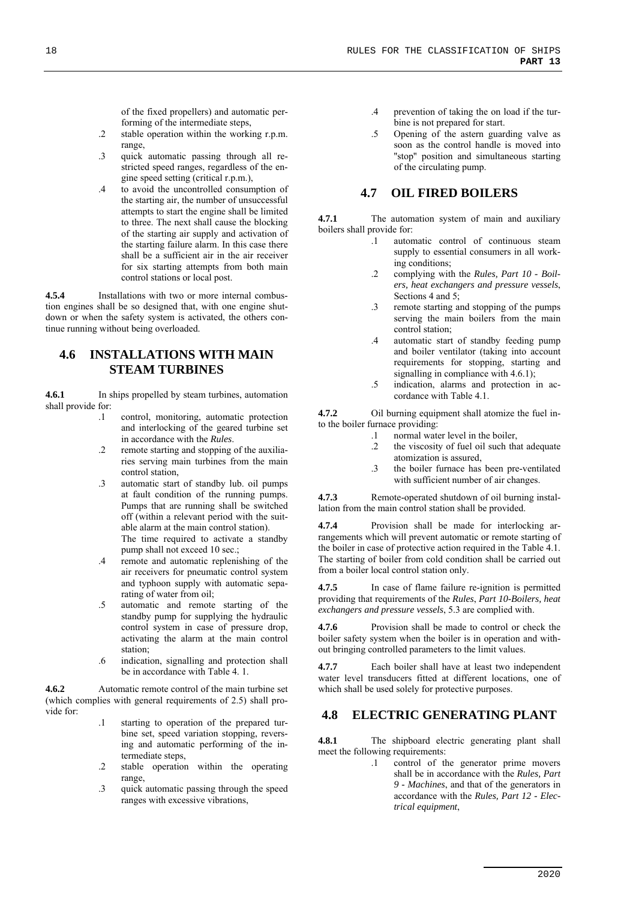of the fixed propellers) and automatic performing of the intermediate steps,

.2 stable operation within the working r.p.m. range,

.3 quick automatic passing through all restricted speed ranges, regardless of the engine speed setting (critical r.p.m.),

.4 to avoid the uncontrolled consumption of the starting air, the number of unsuccessful attempts to start the engine shall be limited to three. The next shall cause the blocking of the starting air supply and activation of the starting failure alarm. In this case there shall be a sufficient air in the air receiver for six starting attempts from both main control stations or local post.

**4.5.4** Installations with two or more internal combustion engines shall be so designed that, with one engine shutdown or when the safety system is activated, the others continue running without being overloaded.

## 4.6 INSTALLATIONS WITH MAIN STEAM TURBINES

**4.6.1** In ships propelled by steam turbines, automation shall provide for:

.1 control, monitoring, automatic protection and interlocking of the geared turbine set in accordance with the *Rules*.

.2 remote starting and stopping of the auxiliaries serving main turbines from the main control station,

.3 automatic start of standby lub. oil pumps at fault condition of the running pumps. Pumps that are running shall be switched off (within a relevant period with the suitable alarm at the main control station).
The time required to activate a standby pump shall not exceed 10 sec.;

.4 remote and automatic replenishing of the air receivers for pneumatic control system and typhoon supply with automatic separating of water from oil;

.5 automatic and remote starting of the standby pump for supplying the hydraulic control system in case of pressure drop, activating the alarm at the main control station;

.6 indication, signalling and protection shall be in accordance with Table 4. 1.

**4.6.2** Automatic remote control of the main turbine set (which complies with general requirements of 2.5) shall provide for:

.1 starting to operation of the prepared turbine set, speed variation stopping, reversing and automatic performing of the intermediate steps,

.2 stable operation within the operating range,

.3 quick automatic passing through the speed ranges with excessive vibrations,

.4 prevention of taking the on load if the turbine is not prepared for start.

.5 Opening of the astern guarding valve as soon as the control handle is moved into "stop" position and simultaneous starting of the circulating pump.

## 4.7 OIL FIRED BOILERS

**4.7.1** The automation system of main and auxiliary boilers shall provide for:

.1 automatic control of continuous steam supply to essential consumers in all working conditions;

.2 complying with the *Rules, Part 10 - Boilers, heat exchangers and pressure vessels*, Sections 4 and 5;

.3 remote starting and stopping of the pumps serving the main boilers from the main control station;

.4 automatic start of standby feeding pump and boiler ventilator (taking into account requirements for stopping, starting and signalling in compliance with 4.6.1);

.5 indication, alarms and protection in accordance with Table 4.1.

**4.7.2** Oil burning equipment shall atomize the fuel into the boiler furnace providing:

.1 normal water level in the boiler,

.2 the viscosity of fuel oil such that adequate atomization is assured,

.3 the boiler furnace has been pre-ventilated with sufficient number of air changes.

**4.7.3** Remote-operated shutdown of oil burning installation from the main control station shall be provided.

**4.7.4** Provision shall be made for interlocking arrangements which will prevent automatic or remote starting of the boiler in case of protective action required in the Table 4.1. The starting of boiler from cold condition shall be carried out from a boiler local control station only.

**4.7.5** In case of flame failure re-ignition is permitted providing that requirements of the *Rules*, *Part 10-Boilers, heat exchangers and pressure vessels*, 5.3 are complied with.

**4.7.6** Provision shall be made to control or check the boiler safety system when the boiler is in operation and without bringing controlled parameters to the limit values.

**4.7.7** Each boiler shall have at least two independent water level transducers fitted at different locations, one of which shall be used solely for protective purposes.

## 4.8 ELECTRIC GENERATING PLANT

**4.8.1** The shipboard electric generating plant shall meet the following requirements:

.1 control of the generator prime movers shall be in accordance with the *Rules, Part 9 - Machines*, and that of the generators in accordance with the *Rules, Part 12 - Electrical equipment*,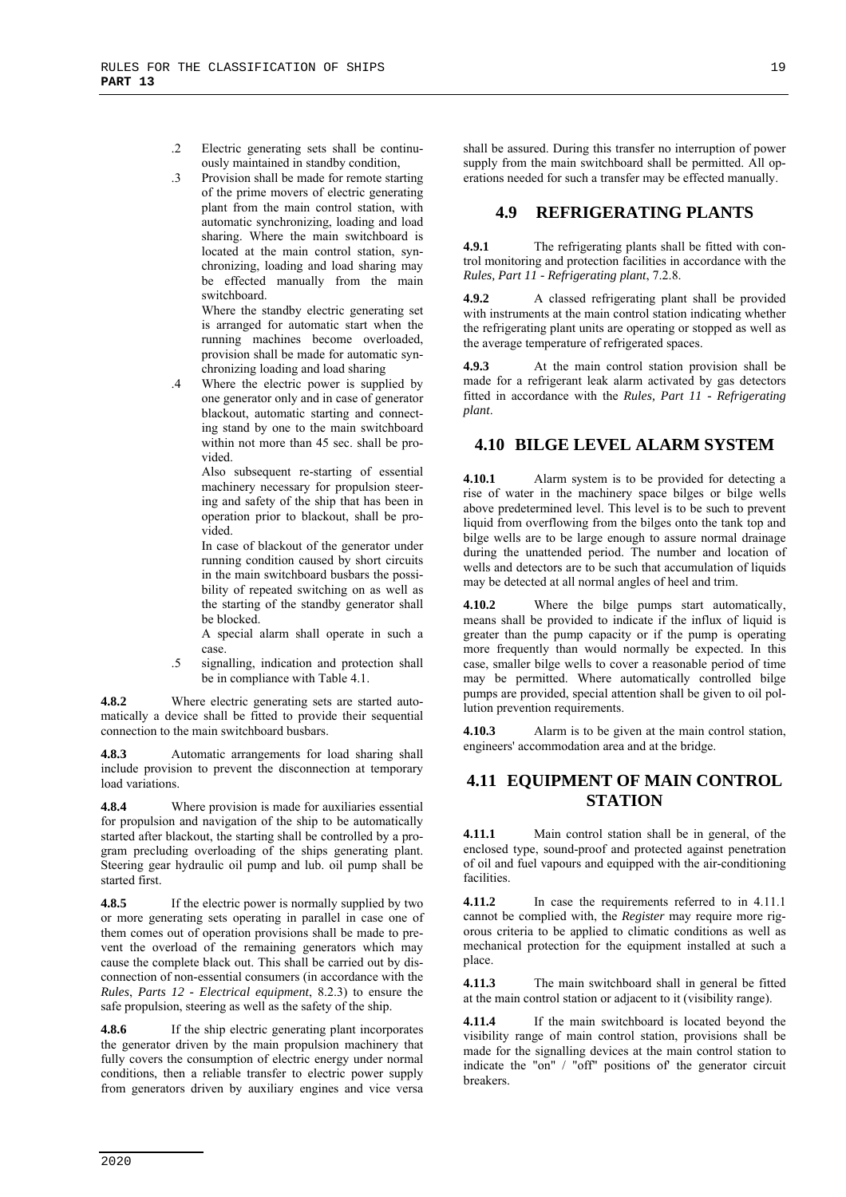.2 Electric generating sets shall be continuously maintained in standby condition,

.3 Provision shall be made for remote starting of the prime movers of electric generating plant from the main control station, with automatic synchronizing, loading and load sharing. Where the main switchboard is located at the main control station, synchronizing, loading and load sharing may be effected manually from the main switchboard.

Where the standby electric generating set is arranged for automatic start when the running machines become overloaded, provision shall be made for automatic synchronizing loading and load sharing

.4 Where the electric power is supplied by one generator only and in case of generator blackout, automatic starting and connecting stand by one to the main switchboard within not more than 45 sec. shall be provided.

Also subsequent re-starting of essential machinery necessary for propulsion steering and safety of the ship that has been in operation prior to blackout, shall be provided.

In case of blackout of the generator under running condition caused by short circuits in the main switchboard busbars the possibility of repeated switching on as well as the starting of the standby generator shall be blocked.

A special alarm shall operate in such a case.

.5 signalling, indication and protection shall be in compliance with Table 4.1.

**4.8.2** Where electric generating sets are started automatically a device shall be fitted to provide their sequential connection to the main switchboard busbars.

**4.8.3** Automatic arrangements for load sharing shall include provision to prevent the disconnection at temporary load variations.

**4.8.4** Where provision is made for auxiliaries essential for propulsion and navigation of the ship to be automatically started after blackout, the starting shall be controlled by a program precluding overloading of the ships generating plant. Steering gear hydraulic oil pump and lub. oil pump shall be started first.

**4.8.5** If the electric power is normally supplied by two or more generating sets operating in parallel in case one of them comes out of operation provisions shall be made to prevent the overload of the remaining generators which may cause the complete black out. This shall be carried out by disconnection of non-essential consumers (in accordance with the *Rules*, *Parts 12 - Electrical equipment*, 8.2.3) to ensure the safe propulsion, steering as well as the safety of the ship.

**4.8.6** If the ship electric generating plant incorporates the generator driven by the main propulsion machinery that fully covers the consumption of electric energy under normal conditions, then a reliable transfer to electric power supply from generators driven by auxiliary engines and vice versa shall be assured. During this transfer no interruption of power supply from the main switchboard shall be permitted. All operations needed for such a transfer may be effected manually.

## 4.9 REFRIGERATING PLANTS

**4.9.1** The refrigerating plants shall be fitted with control monitoring and protection facilities in accordance with the *Rules, Part 11 - Refrigerating plant*, 7.2.8.

**4.9.2** A classed refrigerating plant shall be provided with instruments at the main control station indicating whether the refrigerating plant units are operating or stopped as well as the average temperature of refrigerated spaces.

**4.9.3** At the main control station provision shall be made for a refrigerant leak alarm activated by gas detectors fitted in accordance with the *Rules, Part 11 - Refrigerating plant*.

## 4.10 BILGE LEVEL ALARM SYSTEM

**4.10.1** Alarm system is to be provided for detecting a rise of water in the machinery space bilges or bilge wells above predetermined level. This level is to be such to prevent liquid from overflowing from the bilges onto the tank top and bilge wells are to be large enough to assure normal drainage during the unattended period. The number and location of wells and detectors are to be such that accumulation of liquids may be detected at all normal angles of heel and trim.

**4.10.2** Where the bilge pumps start automatically, means shall be provided to indicate if the influx of liquid is greater than the pump capacity or if the pump is operating more frequently than would normally be expected. In this case, smaller bilge wells to cover a reasonable period of time may be permitted. Where automatically controlled bilge pumps are provided, special attention shall be given to oil pollution prevention requirements.

**4.10.3** Alarm is to be given at the main control station, engineers' accommodation area and at the bridge.

## 4.11 EQUIPMENT OF MAIN CONTROL STATION

**4.11.1** Main control station shall be in general, of the enclosed type, sound-proof and protected against penetration of oil and fuel vapours and equipped with the air-conditioning facilities.

**4.11.2** In case the requirements referred to in 4.11.1 cannot be complied with, the *Register* may require more rigorous criteria to be applied to climatic conditions as well as mechanical protection for the equipment installed at such a place.

**4.11.3** The main switchboard shall in general be fitted at the main control station or adjacent to it (visibility range).

**4.11.4** If the main switchboard is located beyond the visibility range of main control station, provisions shall be made for the signalling devices at the main control station to indicate the "on" / "off" positions of the generator circuit breakers.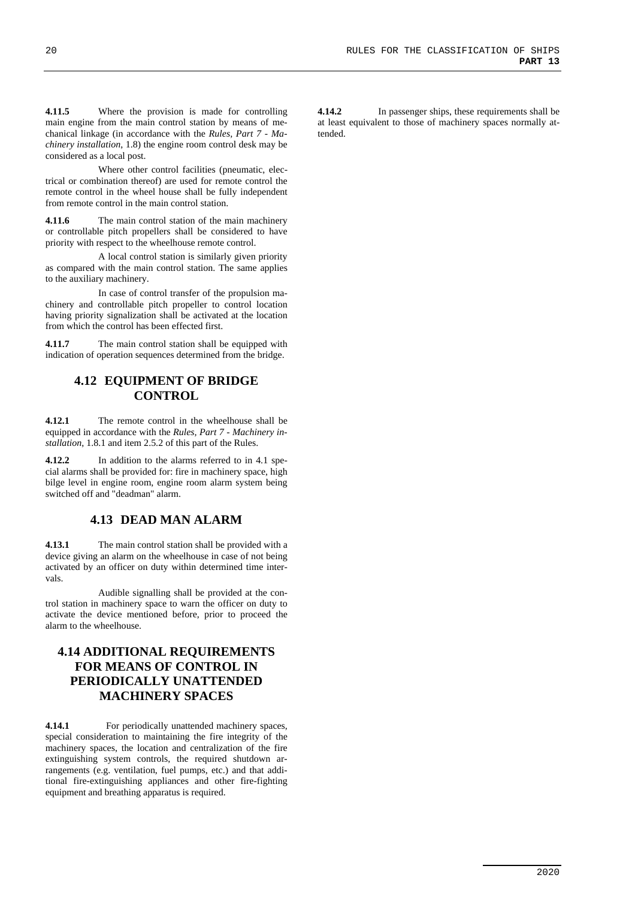**4.11.5** Where the provision is made for controlling main engine from the main control station by means of mechanical linkage (in accordance with the *Rules, Part 7 - Machinery installation*, 1.8) the engine room control desk may be considered as a local post.

Where other control facilities (pneumatic, electrical or combination thereof) are used for remote control the remote control in the wheel house shall be fully independent from remote control in the main control station.

**4.11.6** The main control station of the main machinery or controllable pitch propellers shall be considered to have priority with respect to the wheelhouse remote control.

A local control station is similarly given priority as compared with the main control station. The same applies to the auxiliary machinery.

In case of control transfer of the propulsion machinery and controllable pitch propeller to control location having priority signalization shall be activated at the location from which the control has been effected first.

**4.11.7** The main control station shall be equipped with indication of operation sequences determined from the bridge.

## 4.12 EQUIPMENT OF BRIDGE CONTROL

**4.12.1** The remote control in the wheelhouse shall be equipped in accordance with the *Rules, Part 7 - Machinery installation*, 1.8.1 and item 2.5.2 of this part of the Rules.

**4.12.2** In addition to the alarms referred to in 4.1 special alarms shall be provided for: fire in machinery space, high bilge level in engine room, engine room alarm system being switched off and "deadman" alarm.

## 4.13 DEAD MAN ALARM

**4.13.1** The main control station shall be provided with a device giving an alarm on the wheelhouse in case of not being activated by an officer on duty within determined time intervals.

Audible signalling shall be provided at the control station in machinery space to warn the officer on duty to activate the device mentioned before, prior to proceed the alarm to the wheelhouse.

## 4.14 ADDITIONAL REQUIREMENTS FOR MEANS OF CONTROL IN PERIODICALLY UNATTENDED MACHINERY SPACES

**4.14.1** For periodically unattended machinery spaces, special consideration to maintaining the fire integrity of the machinery spaces, the location and centralization of the fire extinguishing system controls, the required shutdown arrangements (e.g. ventilation, fuel pumps, etc.) and that additional fire-extinguishing appliances and other fire-fighting equipment and breathing apparatus is required.

**4.14.2** In passenger ships, these requirements shall be at least equivalent to those of machinery spaces normally attended.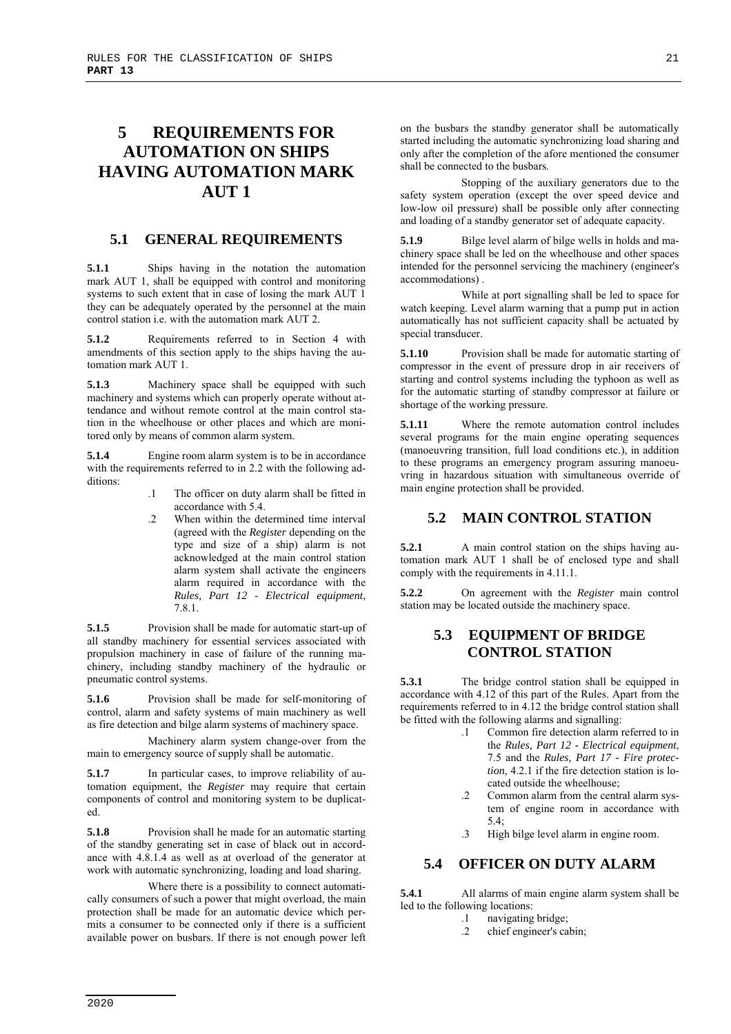# 5 REQUIREMENTS FOR AUTOMATION ON SHIPS HAVING AUTOMATION MARK AUT 1

## 5.1 GENERAL REQUIREMENTS

**5.1.1** Ships having in the notation the automation mark AUT 1, shall be equipped with control and monitoring systems to such extent that in case of losing the mark AUT 1 they can be adequately operated by the personnel at the main control station i.e. with the automation mark AUT 2.

**5.1.2** Requirements referred to in Section 4 with amendments of this section apply to the ships having the automation mark AUT 1.

**5.1.3** Machinery space shall be equipped with such machinery and systems which can properly operate without attendance and without remote control at the main control station in the wheelhouse or other places and which are monitored only by means of common alarm system.

**5.1.4** Engine room alarm system is to be in accordance with the requirements referred to in 2.2 with the following additions:

- .1 The officer on duty alarm shall be fitted in accordance with 5.4.
- .2 When within the determined time interval (agreed with the *Register* depending on the type and size of a ship) alarm is not acknowledged at the main control station alarm system shall activate the engineers alarm required in accordance with the *Rules, Part 12 - Electrical equipment*, 7.8.1.

**5.1.5** Provision shall be made for automatic start-up of all standby machinery for essential services associated with propulsion machinery in case of failure of the running machinery, including standby machinery of the hydraulic or pneumatic control systems.

**5.1.6** Provision shall be made for self-monitoring of control, alarm and safety systems of main machinery as well as fire detection and bilge alarm systems of machinery space.

Machinery alarm system change-over from the main to emergency source of supply shall be automatic.

**5.1.7** In particular cases, to improve reliability of automation equipment, the *Register* may require that certain components of control and monitoring system to be duplicated.

**5.1.8** Provision shall he made for an automatic starting of the standby generating set in case of black out in accordance with 4.8.1.4 as well as at overload of the generator at work with automatic synchronizing, loading and load sharing.

Where there is a possibility to connect automatically consumers of such a power that might overload, the main protection shall be made for an automatic device which permits a consumer to be connected only if there is a sufficient available power on busbars. If there is not enough power left on the busbars the standby generator shall be automatically started including the automatic synchronizing load sharing and only after the completion of the afore mentioned the consumer shall be connected to the busbars.

Stopping of the auxiliary generators due to the safety system operation (except the over speed device and low-low oil pressure) shall be possible only after connecting and loading of a standby generator set of adequate capacity.

**5.1.9** Bilge level alarm of bilge wells in holds and machinery space shall be led on the wheelhouse and other spaces intended for the personnel servicing the machinery (engineer's accommodations) .

While at port signalling shall be led to space for watch keeping. Level alarm warning that a pump put in action automatically has not sufficient capacity shall be actuated by special transducer.

**5.1.10** Provision shall be made for automatic starting of compressor in the event of pressure drop in air receivers of starting and control systems including the typhoon as well as for the automatic starting of standby compressor at failure or shortage of the working pressure.

**5.1.11** Where the remote automation control includes several programs for the main engine operating sequences (manoeuvring transition, full load conditions etc.), in addition to these programs an emergency program assuring manoeuvring in hazardous situation with simultaneous override of main engine protection shall be provided.

## 5.2 MAIN CONTROL STATION

**5.2.1** A main control station on the ships having automation mark AUT 1 shall be of enclosed type and shall comply with the requirements in 4.11.1.

**5.2.2** On agreement with the *Register* main control station may be located outside the machinery space.

## 5.3 EQUIPMENT OF BRIDGE CONTROL STATION

**5.3.1** The bridge control station shall be equipped in accordance with 4.12 of this part of the Rules. Apart from the requirements referred to in 4.12 the bridge control station shall be fitted with the following alarms and signalling:

- .1 Common fire detection alarm referred to in the *Rules, Part 12 - Electrical equipment*, 7.5 and the *Rules, Part 17 - Fire protection*, 4.2.1 if the fire detection station is located outside the wheelhouse;
- .2 Common alarm from the central alarm system of engine room in accordance with 5.4;
- .3 High bilge level alarm in engine room.

## 5.4 OFFICER ON DUTY ALARM

**5.4.1** All alarms of main engine alarm system shall be led to the following locations:

- .1 navigating bridge;
- .2 chief engineer's cabin;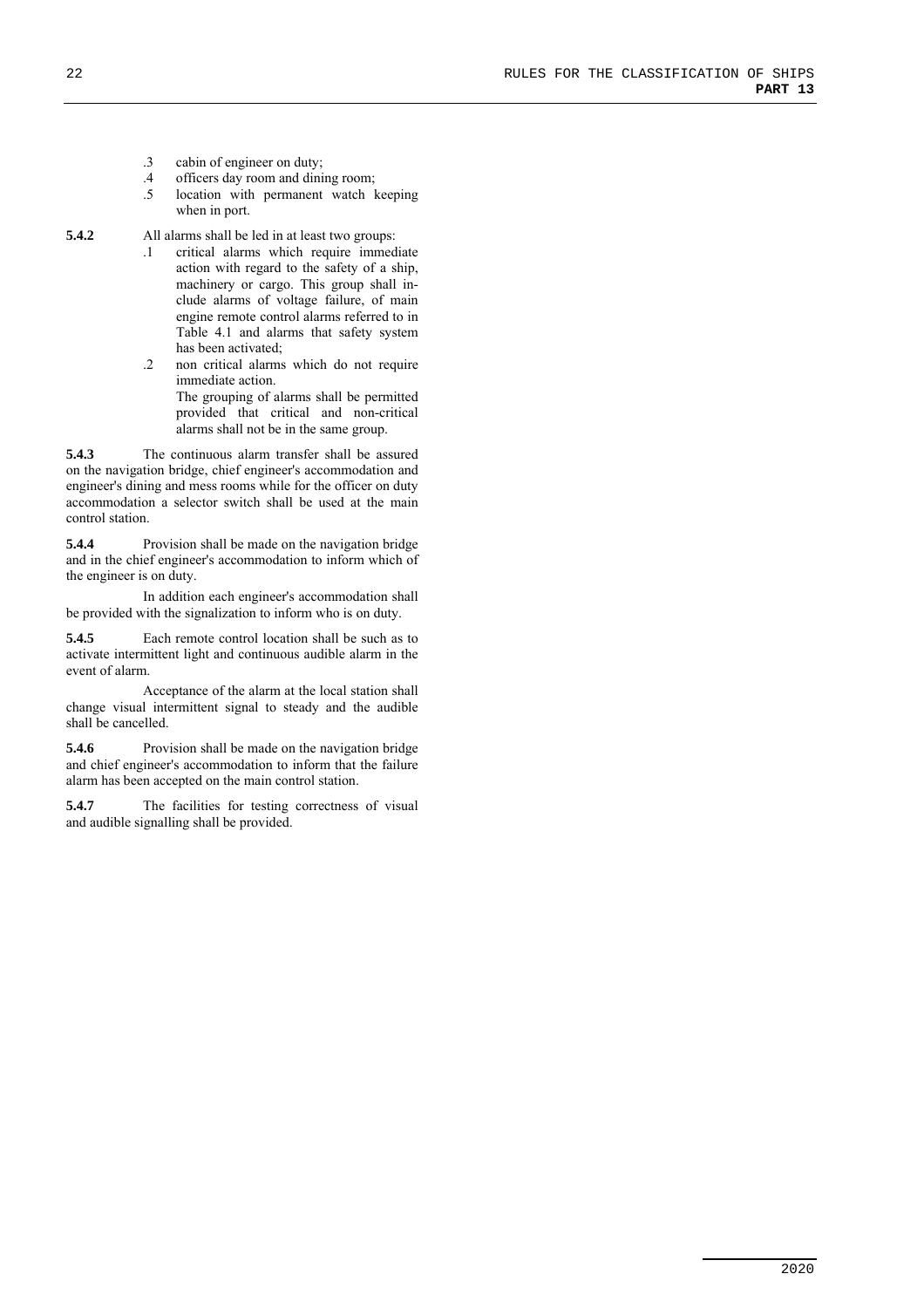.3 cabin of engineer on duty;
.4 officers day room and dining room;
.5 location with permanent watch keeping when in port.

**5.4.2** All alarms shall be led in at least two groups:

.1 critical alarms which require immediate action with regard to the safety of a ship, machinery or cargo. This group shall include alarms of voltage failure, of main engine remote control alarms referred to in Table 4.1 and alarms that safety system has been activated;

.2 non critical alarms which do not require immediate action.

The grouping of alarms shall be permitted provided that critical and non-critical alarms shall not be in the same group.

**5.4.3** The continuous alarm transfer shall be assured on the navigation bridge, chief engineer's accommodation and engineer's dining and mess rooms while for the officer on duty accommodation a selector switch shall be used at the main control station.

**5.4.4** Provision shall be made on the navigation bridge and in the chief engineer's accommodation to inform which of the engineer is on duty.

In addition each engineer's accommodation shall be provided with the signalization to inform who is on duty.

**5.4.5** Each remote control location shall be such as to activate intermittent light and continuous audible alarm in the event of alarm.

Acceptance of the alarm at the local station shall change visual intermittent signal to steady and the audible shall be cancelled.

**5.4.6** Provision shall be made on the navigation bridge and chief engineer's accommodation to inform that the failure alarm has been accepted on the main control station.

**5.4.7** The facilities for testing correctness of visual and audible signalling shall be provided.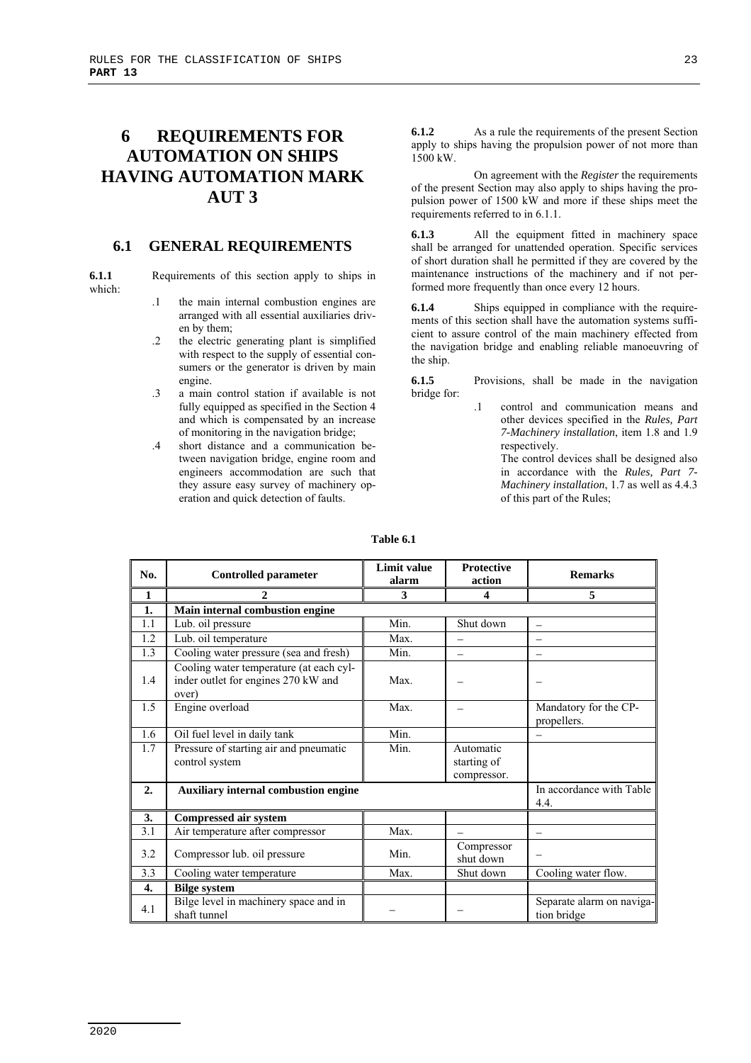# 6 REQUIREMENTS FOR AUTOMATION ON SHIPS HAVING AUTOMATION MARK AUT 3

## 6.1 GENERAL REQUIREMENTS

**6.1.1** Requirements of this section apply to ships in which:

- .1 the main internal combustion engines are arranged with all essential auxiliaries driven by them;
- .2 the electric generating plant is simplified with respect to the supply of essential consumers or the generator is driven by main engine.
- .3 a main control station if available is not fully equipped as specified in the Section 4 and which is compensated by an increase of monitoring in the navigation bridge;
- .4 short distance and a communication between navigation bridge, engine room and engineers accommodation are such that they assure easy survey of machinery operation and quick detection of faults.

**6.1.2** As a rule the requirements of the present Section apply to ships having the propulsion power of not more than 1500 kW.

On agreement with the *Register* the requirements of the present Section may also apply to ships having the propulsion power of 1500 kW and more if these ships meet the requirements referred to in 6.1.1.

**6.1.3** All the equipment fitted in machinery space shall be arranged for unattended operation. Specific services of short duration shall he permitted if they are covered by the maintenance instructions of the machinery and if not performed more frequently than once every 12 hours.

**6.1.4** Ships equipped in compliance with the requirements of this section shall have the automation systems sufficient to assure control of the main machinery effected from the navigation bridge and enabling reliable manoeuvring of the ship.

**6.1.5** Provisions, shall be made in the navigation bridge for:

- .1 control and communication means and other devices specified in the *Rules, Part 7-Machinery installation*, item 1.8 and 1.9 respectively.

  The control devices shall be designed also in accordance with the *Rules, Part 7-Machinery installation*, 1.7 as well as 4.4.3 of this part of the Rules;

**Table 6.1**

| No. | Controlled parameter | Limit value alarm | Protective action | Remarks |
|---|---|---|---|---|
| 1 | 2 | 3 | 4 | 5 |
| **1.** | **Main internal combustion engine** | | | |
| 1.1 | Lub. oil pressure | Min. | Shut down | – |
| 1.2 | Lub. oil temperature | Max. | – | – |
| 1.3 | Cooling water pressure (sea and fresh) | Min. | – | – |
| 1.4 | Cooling water temperature (at each cylinder outlet for engines 270 kW and over) | Max. | – | – |
| 1.5 | Engine overload | Max. | – | Mandatory for the CP-propellers. |
| 1.6 | Oil fuel level in daily tank | Min. | | – |
| 1.7 | Pressure of starting air and pneumatic control system | Min. | Automatic starting of compressor. | |
| **2.** | **Auxiliary internal combustion engine** | | | In accordance with Table 4.4. |
| **3.** | **Compressed air system** | | | |
| 3.1 | Air temperature after compressor | Max. | – | – |
| 3.2 | Compressor lub. oil pressure | Min. | Compressor shut down | – |
| 3.3 | Cooling water temperature | Max. | Shut down | Cooling water flow. |
| **4.** | **Bilge system** | | | |
| 4.1 | Bilge level in machinery space and in shaft tunnel | – | – | Separate alarm on navigation bridge |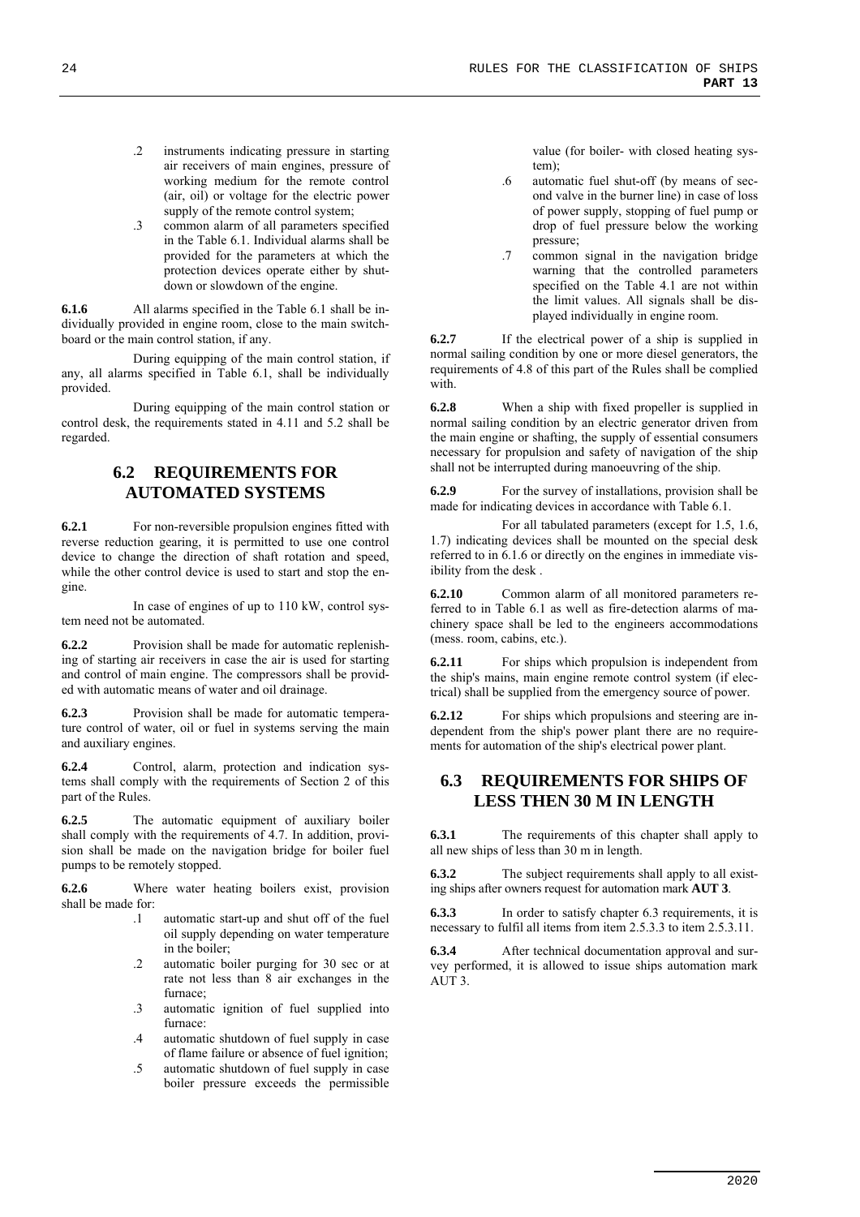.2 instruments indicating pressure in starting air receivers of main engines, pressure of working medium for the remote control (air, oil) or voltage for the electric power supply of the remote control system;

.3 common alarm of all parameters specified in the Table 6.1. Individual alarms shall be provided for the parameters at which the protection devices operate either by shutdown or slowdown of the engine.

**6.1.6** All alarms specified in the Table 6.1 shall be individually provided in engine room, close to the main switchboard or the main control station, if any.

During equipping of the main control station, if any, all alarms specified in Table 6.1, shall be individually provided.

During equipping of the main control station or control desk, the requirements stated in 4.11 and 5.2 shall be regarded.

## 6.2 REQUIREMENTS FOR AUTOMATED SYSTEMS

**6.2.1** For non-reversible propulsion engines fitted with reverse reduction gearing, it is permitted to use one control device to change the direction of shaft rotation and speed, while the other control device is used to start and stop the engine.

In case of engines of up to 110 kW, control system need not be automated.

**6.2.2** Provision shall be made for automatic replenishing of starting air receivers in case the air is used for starting and control of main engine. The compressors shall be provided with automatic means of water and oil drainage.

**6.2.3** Provision shall be made for automatic temperature control of water, oil or fuel in systems serving the main and auxiliary engines.

**6.2.4** Control, alarm, protection and indication systems shall comply with the requirements of Section 2 of this part of the Rules.

**6.2.5** The automatic equipment of auxiliary boiler shall comply with the requirements of 4.7. In addition, provision shall be made on the navigation bridge for boiler fuel pumps to be remotely stopped.

**6.2.6** Where water heating boilers exist, provision shall be made for:

.1 automatic start-up and shut off of the fuel oil supply depending on water temperature in the boiler;

.2 automatic boiler purging for 30 sec or at rate not less than 8 air exchanges in the furnace;

.3 automatic ignition of fuel supplied into furnace:

.4 automatic shutdown of fuel supply in case of flame failure or absence of fuel ignition;

.5 automatic shutdown of fuel supply in case boiler pressure exceeds the permissible value (for boiler- with closed heating system);

.6 automatic fuel shut-off (by means of second valve in the burner line) in case of loss of power supply, stopping of fuel pump or drop of fuel pressure below the working pressure;

.7 common signal in the navigation bridge warning that the controlled parameters specified on the Table 4.1 are not within the limit values. All signals shall be displayed individually in engine room.

**6.2.7** If the electrical power of a ship is supplied in normal sailing condition by one or more diesel generators, the requirements of 4.8 of this part of the Rules shall be complied with.

**6.2.8** When a ship with fixed propeller is supplied in normal sailing condition by an electric generator driven from the main engine or shafting, the supply of essential consumers necessary for propulsion and safety of navigation of the ship shall not be interrupted during manoeuvring of the ship.

**6.2.9** For the survey of installations, provision shall be made for indicating devices in accordance with Table 6.1.

For all tabulated parameters (except for 1.5, 1.6, 1.7) indicating devices shall be mounted on the special desk referred to in 6.1.6 or directly on the engines in immediate visibility from the desk .

**6.2.10** Common alarm of all monitored parameters referred to in Table 6.1 as well as fire-detection alarms of machinery space shall be led to the engineers accommodations (mess. room, cabins, etc.).

**6.2.11** For ships which propulsion is independent from the ship's mains, main engine remote control system (if electrical) shall be supplied from the emergency source of power.

**6.2.12** For ships which propulsions and steering are independent from the ship's power plant there are no requirements for automation of the ship's electrical power plant.

## 6.3 REQUIREMENTS FOR SHIPS OF LESS THEN 30 M IN LENGTH

**6.3.1** The requirements of this chapter shall apply to all new ships of less than 30 m in length.

**6.3.2** The subject requirements shall apply to all existing ships after owners request for automation mark **AUT 3**.

**6.3.3** In order to satisfy chapter 6.3 requirements, it is necessary to fulfil all items from item 2.5.3.3 to item 2.5.3.11.

**6.3.4** After technical documentation approval and survey performed, it is allowed to issue ships automation mark AUT 3.